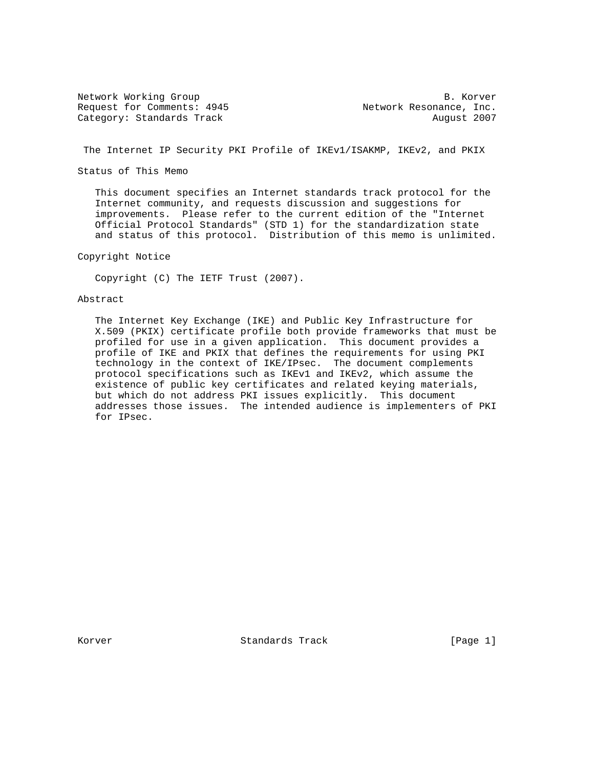Network Working Group B. Korver
Request for Comments: 4945 Network Resonance, Inc.
Category: Standards Track August 2007

# The Internet IP Security PKI Profile of IKEv1/ISAKMP, IKEv2, and PKIX

## Status of This Memo

This document specifies an Internet standards track protocol for the Internet community, and requests discussion and suggestions for improvements. Please refer to the current edition of the "Internet Official Protocol Standards" (STD 1) for the standardization state and status of this protocol. Distribution of this memo is unlimited.

## Copyright Notice

Copyright (C) The IETF Trust (2007).

## Abstract

The Internet Key Exchange (IKE) and Public Key Infrastructure for X.509 (PKIX) certificate profile both provide frameworks that must be profiled for use in a given application. This document provides a profile of IKE and PKIX that defines the requirements for using PKI technology in the context of IKE/IPsec. The document complements protocol specifications such as IKEv1 and IKEv2, which assume the existence of public key certificates and related keying materials, but which do not address PKI issues explicitly. This document addresses those issues. The intended audience is implementers of PKI for IPsec.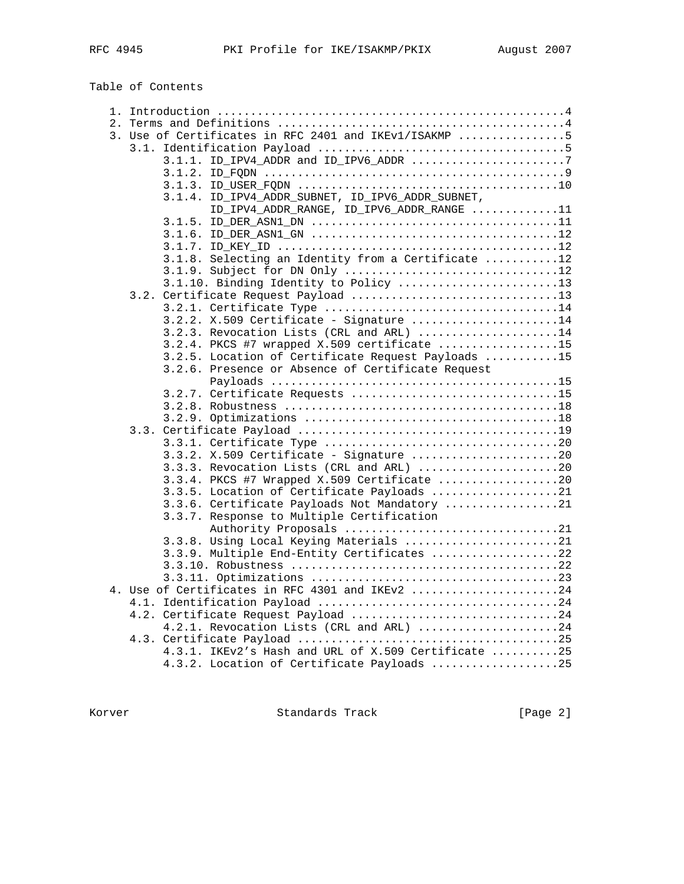Table of Contents

```
   1. Introduction ....................................................4
   2. Terms and Definitions ...........................................4
   3. Use of Certificates in RFC 2401 and IKEv1/ISAKMP ................5
      3.1. Identification Payload .....................................5
           3.1.1. ID_IPV4_ADDR and ID_IPV6_ADDR .......................7
           3.1.2. ID_FQDN .............................................9
           3.1.3. ID_USER_FQDN ........................................10
           3.1.4. ID_IPV4_ADDR_SUBNET, ID_IPV6_ADDR_SUBNET,
                  ID_IPV4_ADDR_RANGE, ID_IPV6_ADDR_RANGE ..............11
           3.1.5. ID_DER_ASN1_DN ......................................11
           3.1.6. ID_DER_ASN1_GN ......................................12
           3.1.7. ID_KEY_ID ...........................................12
           3.1.8. Selecting an Identity from a Certificate ............12
           3.1.9. Subject for DN Only .................................12
           3.1.10. Binding Identity to Policy .........................13
      3.2. Certificate Request Payload ................................13
           3.2.1. Certificate Type ....................................14
           3.2.2. X.509 Certificate - Signature .......................14
           3.2.3. Revocation Lists (CRL and ARL) ......................14
           3.2.4. PKCS #7 wrapped X.509 certificate ...................15
           3.2.5. Location of Certificate Request Payloads ............15
           3.2.6. Presence or Absence of Certificate Request
                  Payloads ............................................15
           3.2.7. Certificate Requests ................................15
           3.2.8. Robustness ..........................................18
           3.2.9. Optimizations .......................................18
      3.3. Certificate Payload ........................................19
           3.3.1. Certificate Type ....................................20
           3.3.2. X.509 Certificate - Signature .......................20
           3.3.3. Revocation Lists (CRL and ARL) ......................20
           3.3.4. PKCS #7 Wrapped X.509 Certificate ...................20
           3.3.5. Location of Certificate Payloads ....................21
           3.3.6. Certificate Payloads Not Mandatory ..................21
           3.3.7. Response to Multiple Certification
                  Authority Proposals .................................21
           3.3.8. Using Local Keying Materials ........................21
           3.3.9. Multiple End-Entity Certificates ....................22
           3.3.10. Robustness .........................................22
           3.3.11. Optimizations ......................................23
   4. Use of Certificates in RFC 4301 and IKEv2 .......................24
      4.1. Identification Payload .....................................24
      4.2. Certificate Request Payload ................................24
           4.2.1. Revocation Lists (CRL and ARL) ......................24
      4.3. Certificate Payload ........................................25
           4.3.1. IKEv2's Hash and URL of X.509 Certificate ...........25
           4.3.2. Location of Certificate Payloads ....................25
```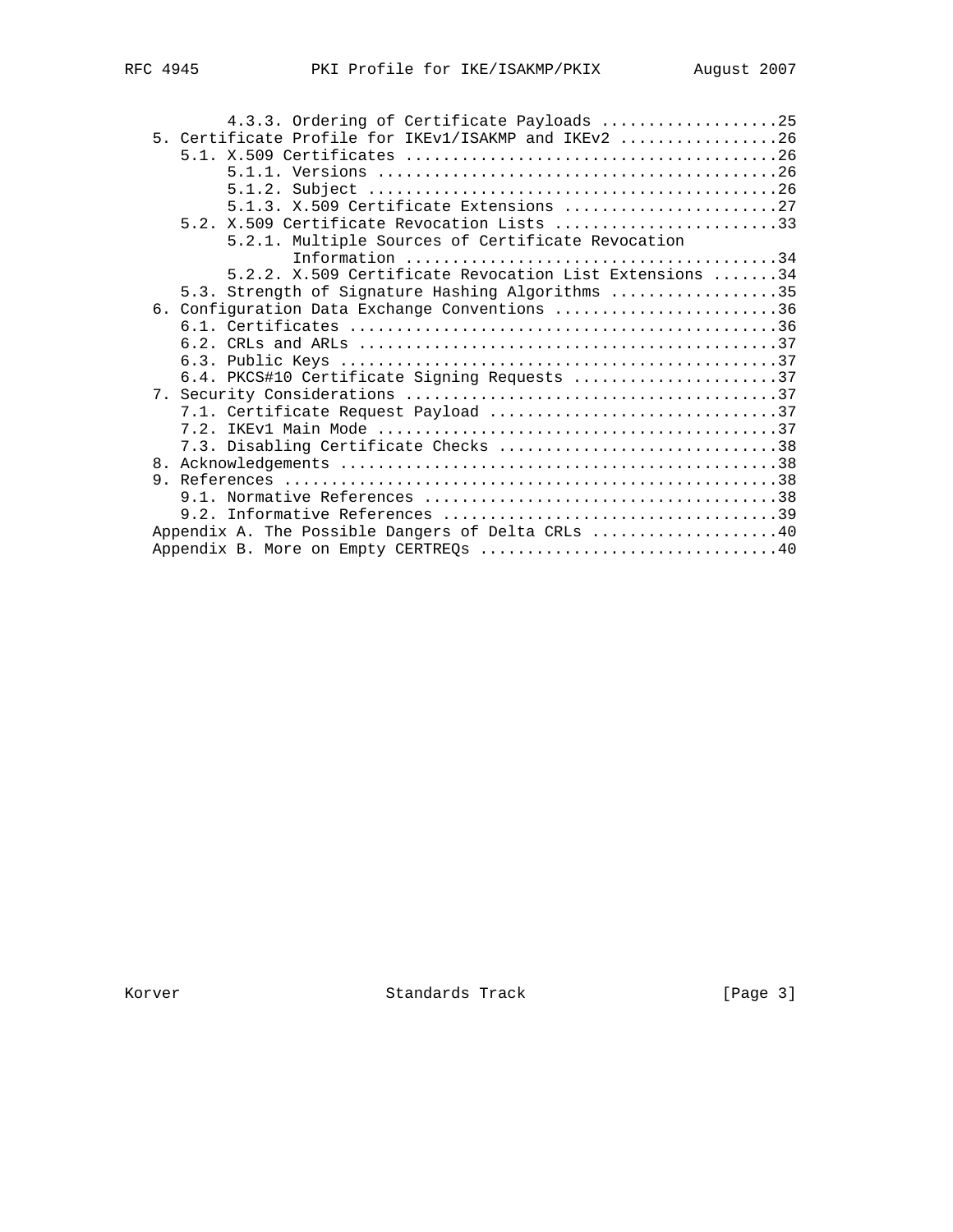```
         4.3.3. Ordering of Certificate Payloads ...................25
   5. Certificate Profile for IKEv1/ISAKMP and IKEv2 .................26
      5.1. X.509 Certificates ........................................26
         5.1.1. Versions ...........................................26
         5.1.2. Subject ............................................26
         5.1.3. X.509 Certificate Extensions .......................27
      5.2. X.509 Certificate Revocation Lists ........................33
         5.2.1. Multiple Sources of Certificate Revocation
                Information ........................................34
         5.2.2. X.509 Certificate Revocation List Extensions .......34
      5.3. Strength of Signature Hashing Algorithms ..................35
   6. Configuration Data Exchange Conventions ........................36
      6.1. Certificates ..............................................36
      6.2. CRLs and ARLs .............................................37
      6.3. Public Keys ...............................................37
      6.4. PKCS#10 Certificate Signing Requests ......................37
   7. Security Considerations ........................................37
      7.1. Certificate Request Payload ...............................37
      7.2. IKEv1 Main Mode ...........................................37
      7.3. Disabling Certificate Checks ..............................38
   8. Acknowledgements ...............................................38
   9. References .....................................................38
      9.1. Normative References ......................................38
      9.2. Informative References ....................................39
   Appendix A. The Possible Dangers of Delta CRLs ....................40
   Appendix B. More on Empty CERTREQs ................................40
```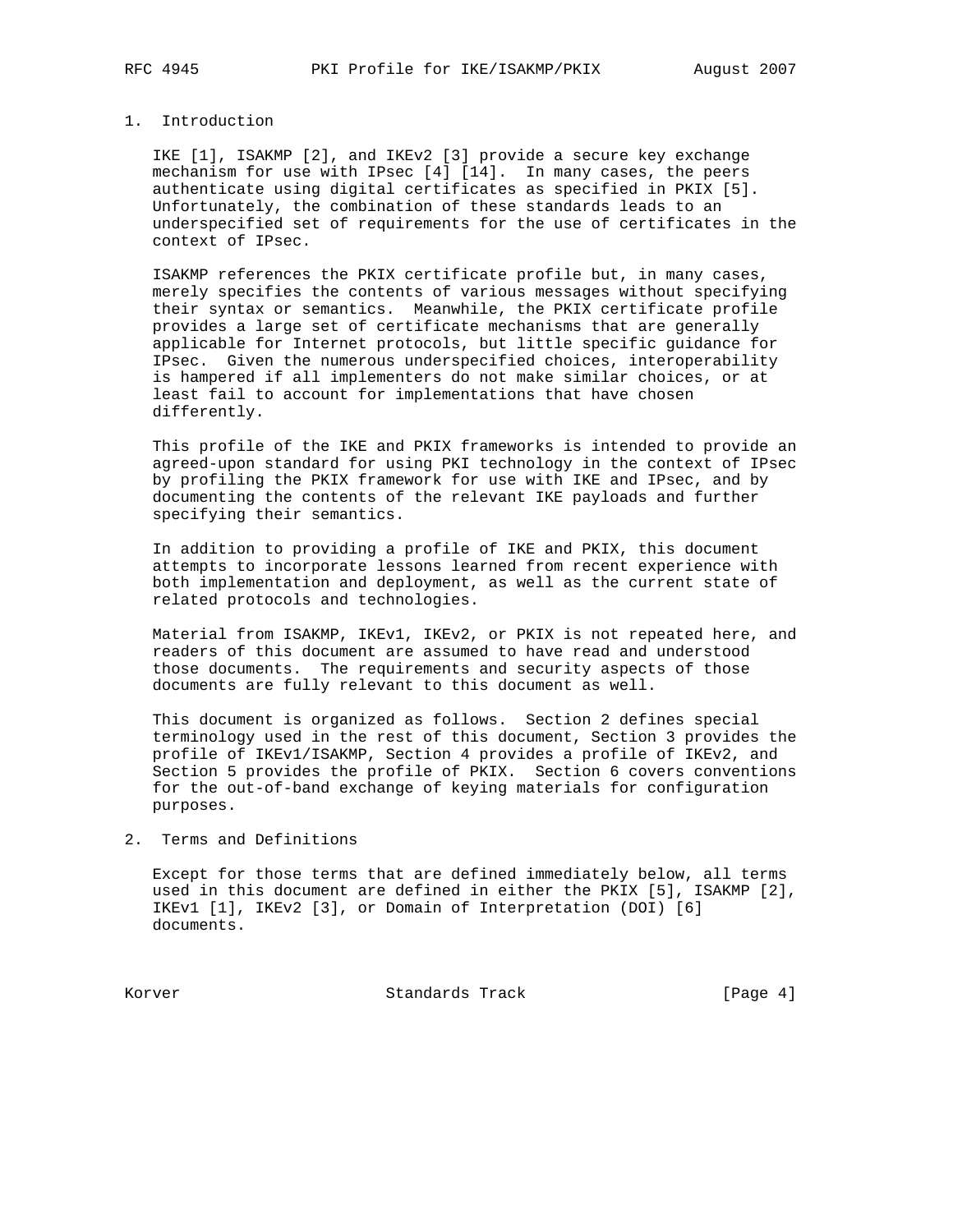# 1. Introduction

IKE [1], ISAKMP [2], and IKEv2 [3] provide a secure key exchange mechanism for use with IPsec [4] [14]. In many cases, the peers authenticate using digital certificates as specified in PKIX [5]. Unfortunately, the combination of these standards leads to an underspecified set of requirements for the use of certificates in the context of IPsec.

ISAKMP references the PKIX certificate profile but, in many cases, merely specifies the contents of various messages without specifying their syntax or semantics. Meanwhile, the PKIX certificate profile provides a large set of certificate mechanisms that are generally applicable for Internet protocols, but little specific guidance for IPsec. Given the numerous underspecified choices, interoperability is hampered if all implementers do not make similar choices, or at least fail to account for implementations that have chosen differently.

This profile of the IKE and PKIX frameworks is intended to provide an agreed-upon standard for using PKI technology in the context of IPsec by profiling the PKIX framework for use with IKE and IPsec, and by documenting the contents of the relevant IKE payloads and further specifying their semantics.

In addition to providing a profile of IKE and PKIX, this document attempts to incorporate lessons learned from recent experience with both implementation and deployment, as well as the current state of related protocols and technologies.

Material from ISAKMP, IKEv1, IKEv2, or PKIX is not repeated here, and readers of this document are assumed to have read and understood those documents. The requirements and security aspects of those documents are fully relevant to this document as well.

This document is organized as follows. Section 2 defines special terminology used in the rest of this document, Section 3 provides the profile of IKEv1/ISAKMP, Section 4 provides a profile of IKEv2, and Section 5 provides the profile of PKIX. Section 6 covers conventions for the out-of-band exchange of keying materials for configuration purposes.

# 2. Terms and Definitions

Except for those terms that are defined immediately below, all terms used in this document are defined in either the PKIX [5], ISAKMP [2], IKEv1 [1], IKEv2 [3], or Domain of Interpretation (DOI) [6] documents.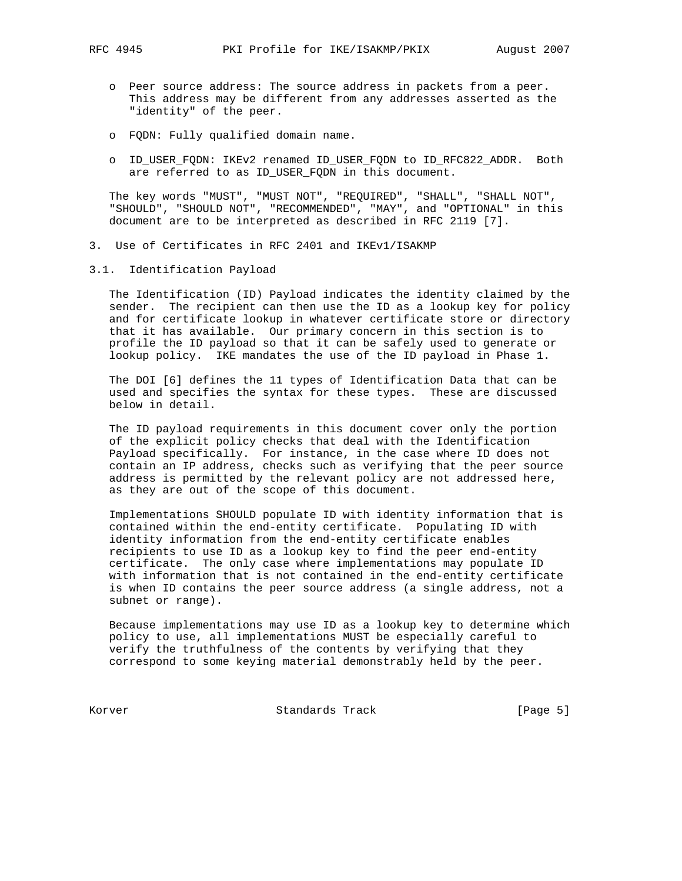- Peer source address: The source address in packets from a peer. This address may be different from any addresses asserted as the "identity" of the peer.

- FQDN: Fully qualified domain name.

- ID_USER_FQDN: IKEv2 renamed ID_USER_FQDN to ID_RFC822_ADDR. Both are referred to as ID_USER_FQDN in this document.

The key words "MUST", "MUST NOT", "REQUIRED", "SHALL", "SHALL NOT", "SHOULD", "SHOULD NOT", "RECOMMENDED", "MAY", and "OPTIONAL" in this document are to be interpreted as described in RFC 2119 [7].

# 3. Use of Certificates in RFC 2401 and IKEv1/ISAKMP

## 3.1. Identification Payload

The Identification (ID) Payload indicates the identity claimed by the sender. The recipient can then use the ID as a lookup key for policy and for certificate lookup in whatever certificate store or directory that it has available. Our primary concern in this section is to profile the ID payload so that it can be safely used to generate or lookup policy. IKE mandates the use of the ID payload in Phase 1.

The DOI [6] defines the 11 types of Identification Data that can be used and specifies the syntax for these types. These are discussed below in detail.

The ID payload requirements in this document cover only the portion of the explicit policy checks that deal with the Identification Payload specifically. For instance, in the case where ID does not contain an IP address, checks such as verifying that the peer source address is permitted by the relevant policy are not addressed here, as they are out of the scope of this document.

Implementations SHOULD populate ID with identity information that is contained within the end-entity certificate. Populating ID with identity information from the end-entity certificate enables recipients to use ID as a lookup key to find the peer end-entity certificate. The only case where implementations may populate ID with information that is not contained in the end-entity certificate is when ID contains the peer source address (a single address, not a subnet or range).

Because implementations may use ID as a lookup key to determine which policy to use, all implementations MUST be especially careful to verify the truthfulness of the contents by verifying that they correspond to some keying material demonstrably held by the peer.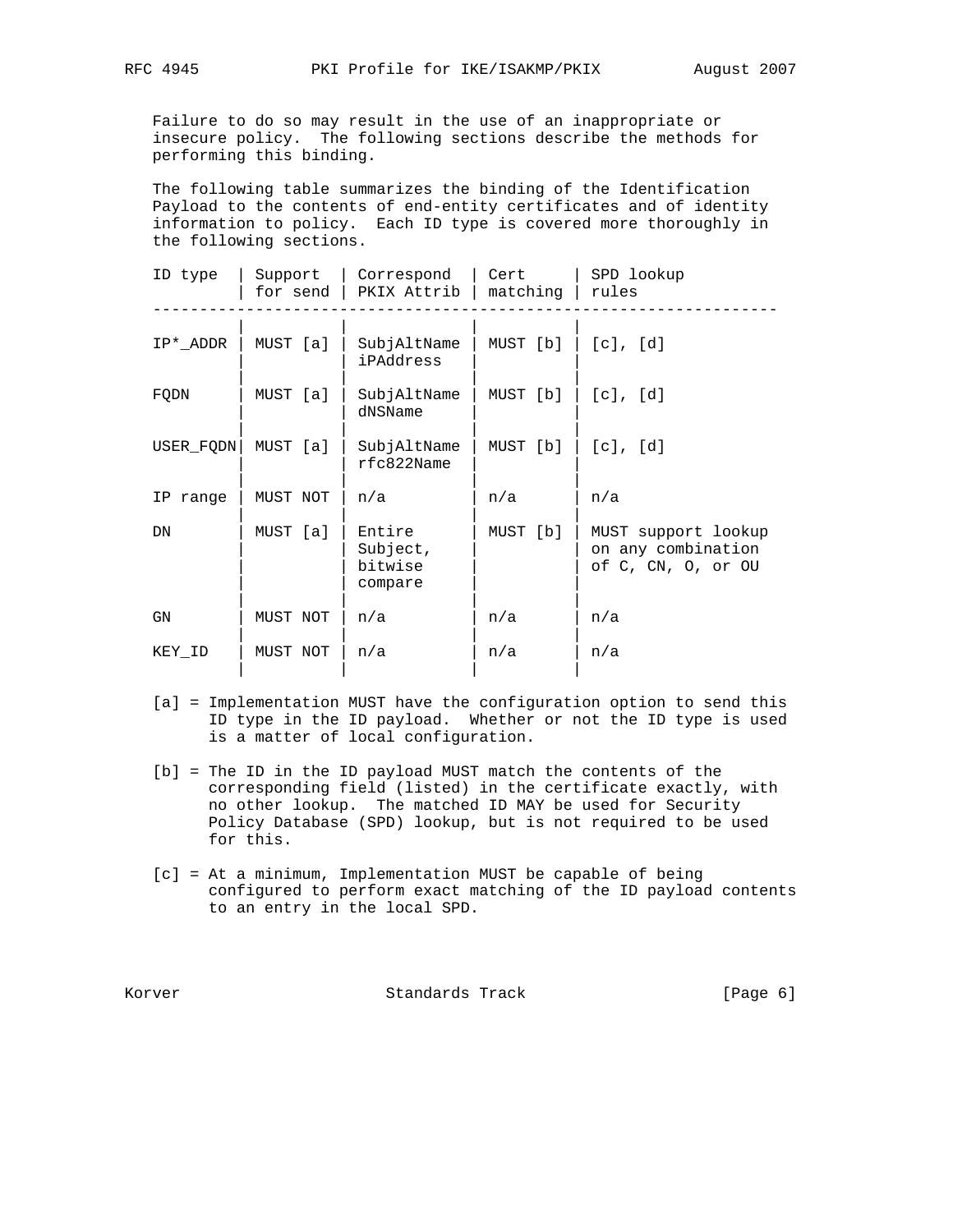Failure to do so may result in the use of an inappropriate or insecure policy. The following sections describe the methods for performing this binding.

The following table summarizes the binding of the Identification Payload to the contents of end-entity certificates and of identity information to policy. Each ID type is covered more thoroughly in the following sections.

| ID type | Support for send | Correspond PKIX Attrib | Cert matching | SPD lookup rules |
|---|---|---|---|---|
| IP*_ADDR | MUST [a] | SubjAltName iPAddress | MUST [b] | [c], [d] |
| FQDN | MUST [a] | SubjAltName dNSName | MUST [b] | [c], [d] |
| USER_FQDN | MUST [a] | SubjAltName rfc822Name | MUST [b] | [c], [d] |
| IP range | MUST NOT | n/a | n/a | n/a |
| DN | MUST [a] | Entire Subject, bitwise compare | MUST [b] | MUST support lookup on any combination of C, CN, O, or OU |
| GN | MUST NOT | n/a | n/a | n/a |
| KEY_ID | MUST NOT | n/a | n/a | n/a |

[a] = Implementation MUST have the configuration option to send this ID type in the ID payload. Whether or not the ID type is used is a matter of local configuration.

[b] = The ID in the ID payload MUST match the contents of the corresponding field (listed) in the certificate exactly, with no other lookup. The matched ID MAY be used for Security Policy Database (SPD) lookup, but is not required to be used for this.

[c] = At a minimum, Implementation MUST be capable of being configured to perform exact matching of the ID payload contents to an entry in the local SPD.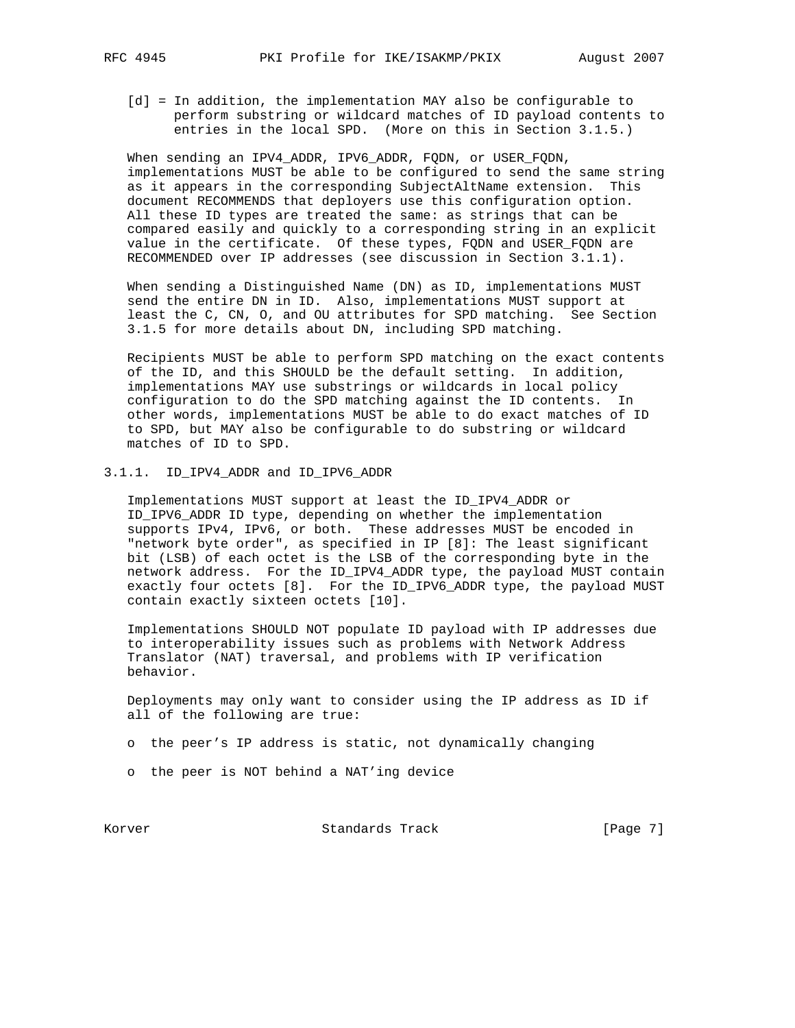[d] = In addition, the implementation MAY also be configurable to perform substring or wildcard matches of ID payload contents to entries in the local SPD. (More on this in Section 3.1.5.)

When sending an IPV4_ADDR, IPV6_ADDR, FQDN, or USER_FQDN, implementations MUST be able to be configured to send the same string as it appears in the corresponding SubjectAltName extension. This document RECOMMENDS that deployers use this configuration option. All these ID types are treated the same: as strings that can be compared easily and quickly to a corresponding string in an explicit value in the certificate. Of these types, FQDN and USER_FQDN are RECOMMENDED over IP addresses (see discussion in Section 3.1.1).

When sending a Distinguished Name (DN) as ID, implementations MUST send the entire DN in ID. Also, implementations MUST support at least the C, CN, O, and OU attributes for SPD matching. See Section 3.1.5 for more details about DN, including SPD matching.

Recipients MUST be able to perform SPD matching on the exact contents of the ID, and this SHOULD be the default setting. In addition, implementations MAY use substrings or wildcards in local policy configuration to do the SPD matching against the ID contents. In other words, implementations MUST be able to do exact matches of ID to SPD, but MAY also be configurable to do substring or wildcard matches of ID to SPD.

### 3.1.1. ID_IPV4_ADDR and ID_IPV6_ADDR

Implementations MUST support at least the ID_IPV4_ADDR or ID_IPV6_ADDR ID type, depending on whether the implementation supports IPv4, IPv6, or both. These addresses MUST be encoded in "network byte order", as specified in IP [8]: The least significant bit (LSB) of each octet is the LSB of the corresponding byte in the network address. For the ID_IPV4_ADDR type, the payload MUST contain exactly four octets [8]. For the ID_IPV6_ADDR type, the payload MUST contain exactly sixteen octets [10].

Implementations SHOULD NOT populate ID payload with IP addresses due to interoperability issues such as problems with Network Address Translator (NAT) traversal, and problems with IP verification behavior.

Deployments may only want to consider using the IP address as ID if all of the following are true:

- the peer's IP address is static, not dynamically changing
- the peer is NOT behind a NAT'ing device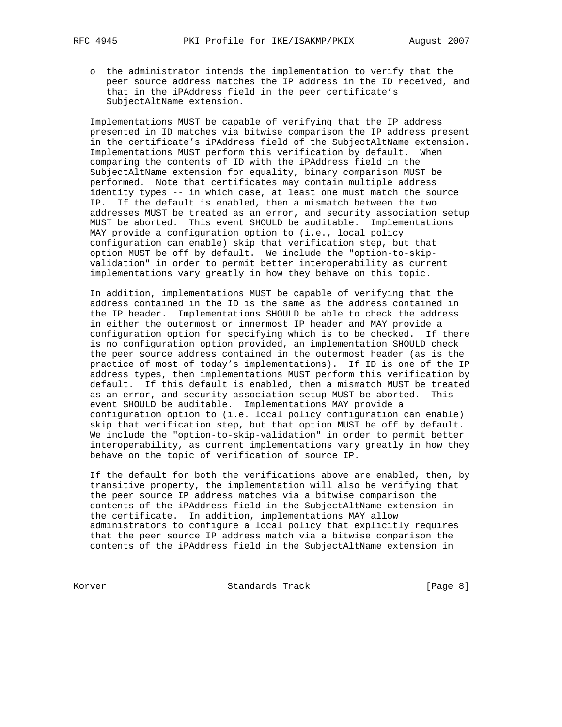- the administrator intends the implementation to verify that the peer source address matches the IP address in the ID received, and that in the iPAddress field in the peer certificate's SubjectAltName extension.

Implementations MUST be capable of verifying that the IP address presented in ID matches via bitwise comparison the IP address present in the certificate's iPAddress field of the SubjectAltName extension. Implementations MUST perform this verification by default. When comparing the contents of ID with the iPAddress field in the SubjectAltName extension for equality, binary comparison MUST be performed. Note that certificates may contain multiple address identity types -- in which case, at least one must match the source IP. If the default is enabled, then a mismatch between the two addresses MUST be treated as an error, and security association setup MUST be aborted. This event SHOULD be auditable. Implementations MAY provide a configuration option to (i.e., local policy configuration can enable) skip that verification step, but that option MUST be off by default. We include the "option-to-skip-validation" in order to permit better interoperability as current implementations vary greatly in how they behave on this topic.

In addition, implementations MUST be capable of verifying that the address contained in the ID is the same as the address contained in the IP header. Implementations SHOULD be able to check the address in either the outermost or innermost IP header and MAY provide a configuration option for specifying which is to be checked. If there is no configuration option provided, an implementation SHOULD check the peer source address contained in the outermost header (as is the practice of most of today's implementations). If ID is one of the IP address types, then implementations MUST perform this verification by default. If this default is enabled, then a mismatch MUST be treated as an error, and security association setup MUST be aborted. This event SHOULD be auditable. Implementations MAY provide a configuration option to (i.e. local policy configuration can enable) skip that verification step, but that option MUST be off by default. We include the "option-to-skip-validation" in order to permit better interoperability, as current implementations vary greatly in how they behave on the topic of verification of source IP.

If the default for both the verifications above are enabled, then, by transitive property, the implementation will also be verifying that the peer source IP address matches via a bitwise comparison the contents of the iPAddress field in the SubjectAltName extension in the certificate. In addition, implementations MAY allow administrators to configure a local policy that explicitly requires that the peer source IP address match via a bitwise comparison the contents of the iPAddress field in the SubjectAltName extension in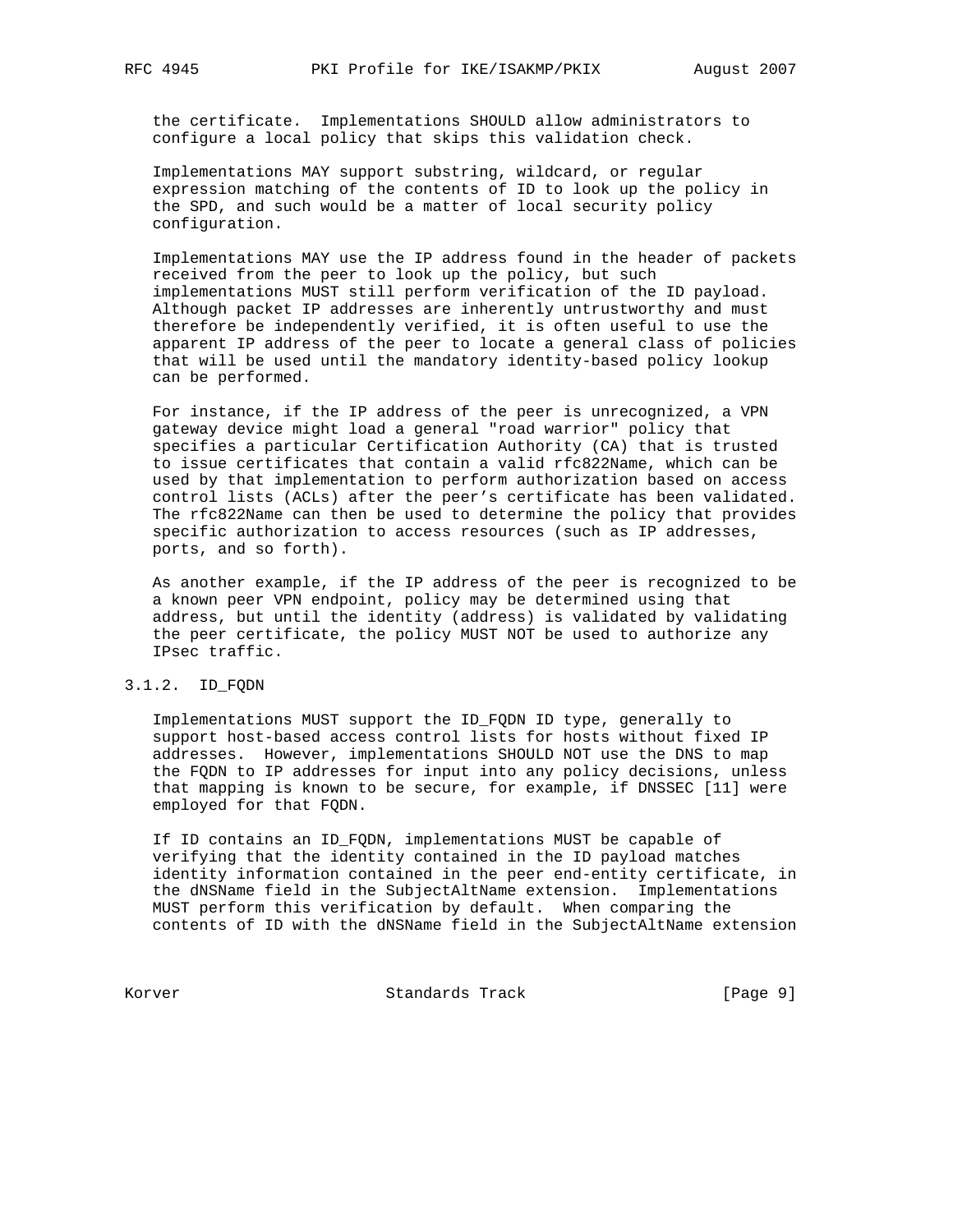the certificate. Implementations SHOULD allow administrators to configure a local policy that skips this validation check.

Implementations MAY support substring, wildcard, or regular expression matching of the contents of ID to look up the policy in the SPD, and such would be a matter of local security policy configuration.

Implementations MAY use the IP address found in the header of packets received from the peer to look up the policy, but such implementations MUST still perform verification of the ID payload. Although packet IP addresses are inherently untrustworthy and must therefore be independently verified, it is often useful to use the apparent IP address of the peer to locate a general class of policies that will be used until the mandatory identity-based policy lookup can be performed.

For instance, if the IP address of the peer is unrecognized, a VPN gateway device might load a general "road warrior" policy that specifies a particular Certification Authority (CA) that is trusted to issue certificates that contain a valid rfc822Name, which can be used by that implementation to perform authorization based on access control lists (ACLs) after the peer's certificate has been validated. The rfc822Name can then be used to determine the policy that provides specific authorization to access resources (such as IP addresses, ports, and so forth).

As another example, if the IP address of the peer is recognized to be a known peer VPN endpoint, policy may be determined using that address, but until the identity (address) is validated by validating the peer certificate, the policy MUST NOT be used to authorize any IPsec traffic.

### 3.1.2. ID_FQDN

Implementations MUST support the ID_FQDN ID type, generally to support host-based access control lists for hosts without fixed IP addresses. However, implementations SHOULD NOT use the DNS to map the FQDN to IP addresses for input into any policy decisions, unless that mapping is known to be secure, for example, if DNSSEC [11] were employed for that FQDN.

If ID contains an ID_FQDN, implementations MUST be capable of verifying that the identity contained in the ID payload matches identity information contained in the peer end-entity certificate, in the dNSName field in the SubjectAltName extension. Implementations MUST perform this verification by default. When comparing the contents of ID with the dNSName field in the SubjectAltName extension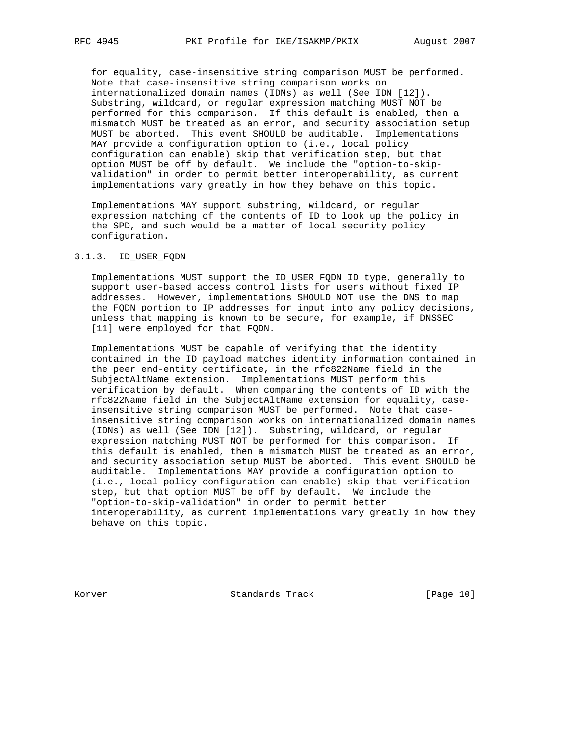for equality, case-insensitive string comparison MUST be performed. Note that case-insensitive string comparison works on internationalized domain names (IDNs) as well (See IDN [12]). Substring, wildcard, or regular expression matching MUST NOT be performed for this comparison. If this default is enabled, then a mismatch MUST be treated as an error, and security association setup MUST be aborted. This event SHOULD be auditable. Implementations MAY provide a configuration option to (i.e., local policy configuration can enable) skip that verification step, but that option MUST be off by default. We include the "option-to-skip-validation" in order to permit better interoperability, as current implementations vary greatly in how they behave on this topic.

Implementations MAY support substring, wildcard, or regular expression matching of the contents of ID to look up the policy in the SPD, and such would be a matter of local security policy configuration.

### 3.1.3. ID_USER_FQDN

Implementations MUST support the ID_USER_FQDN ID type, generally to support user-based access control lists for users without fixed IP addresses. However, implementations SHOULD NOT use the DNS to map the FQDN portion to IP addresses for input into any policy decisions, unless that mapping is known to be secure, for example, if DNSSEC [11] were employed for that FQDN.

Implementations MUST be capable of verifying that the identity contained in the ID payload matches identity information contained in the peer end-entity certificate, in the rfc822Name field in the SubjectAltName extension. Implementations MUST perform this verification by default. When comparing the contents of ID with the rfc822Name field in the SubjectAltName extension for equality, case-insensitive string comparison MUST be performed. Note that case-insensitive string comparison works on internationalized domain names (IDNs) as well (See IDN [12]). Substring, wildcard, or regular expression matching MUST NOT be performed for this comparison. If this default is enabled, then a mismatch MUST be treated as an error, and security association setup MUST be aborted. This event SHOULD be auditable. Implementations MAY provide a configuration option to (i.e., local policy configuration can enable) skip that verification step, but that option MUST be off by default. We include the "option-to-skip-validation" in order to permit better interoperability, as current implementations vary greatly in how they behave on this topic.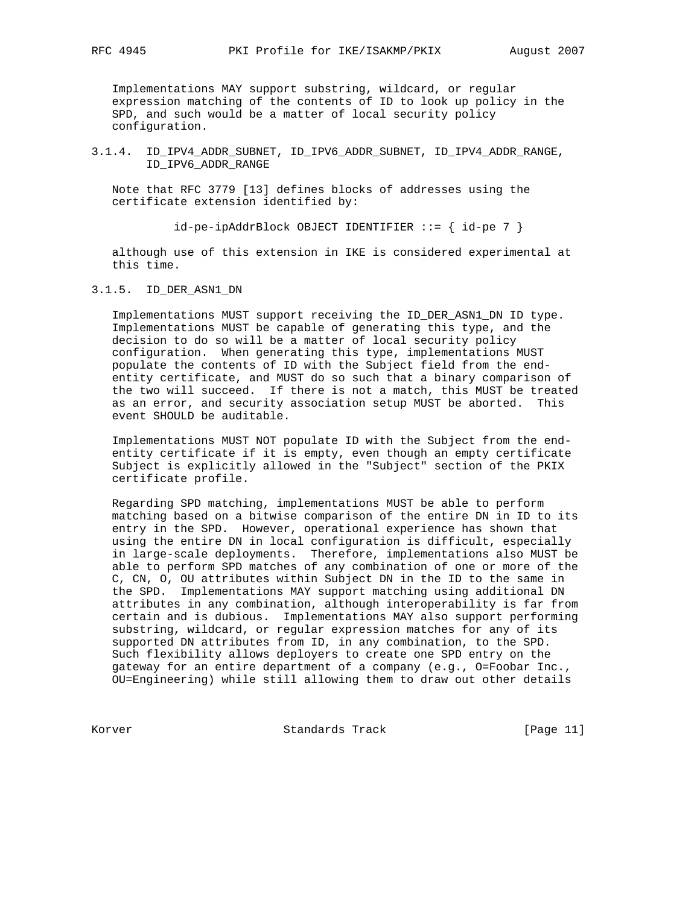Implementations MAY support substring, wildcard, or regular expression matching of the contents of ID to look up policy in the SPD, and such would be a matter of local security policy configuration.

### 3.1.4. ID_IPV4_ADDR_SUBNET, ID_IPV6_ADDR_SUBNET, ID_IPV4_ADDR_RANGE, ID_IPV6_ADDR_RANGE

Note that RFC 3779 [13] defines blocks of addresses using the certificate extension identified by:

```
id-pe-ipAddrBlock OBJECT IDENTIFIER ::= { id-pe 7 }
```

although use of this extension in IKE is considered experimental at this time.

### 3.1.5. ID_DER_ASN1_DN

Implementations MUST support receiving the ID_DER_ASN1_DN ID type. Implementations MUST be capable of generating this type, and the decision to do so will be a matter of local security policy configuration. When generating this type, implementations MUST populate the contents of ID with the Subject field from the end-entity certificate, and MUST do so such that a binary comparison of the two will succeed. If there is not a match, this MUST be treated as an error, and security association setup MUST be aborted. This event SHOULD be auditable.

Implementations MUST NOT populate ID with the Subject from the end-entity certificate if it is empty, even though an empty certificate Subject is explicitly allowed in the "Subject" section of the PKIX certificate profile.

Regarding SPD matching, implementations MUST be able to perform matching based on a bitwise comparison of the entire DN in ID to its entry in the SPD. However, operational experience has shown that using the entire DN in local configuration is difficult, especially in large-scale deployments. Therefore, implementations also MUST be able to perform SPD matches of any combination of one or more of the C, CN, O, OU attributes within Subject DN in the ID to the same in the SPD. Implementations MAY support matching using additional DN attributes in any combination, although interoperability is far from certain and is dubious. Implementations MAY also support performing substring, wildcard, or regular expression matches for any of its supported DN attributes from ID, in any combination, to the SPD. Such flexibility allows deployers to create one SPD entry on the gateway for an entire department of a company (e.g., O=Foobar Inc., OU=Engineering) while still allowing them to draw out other details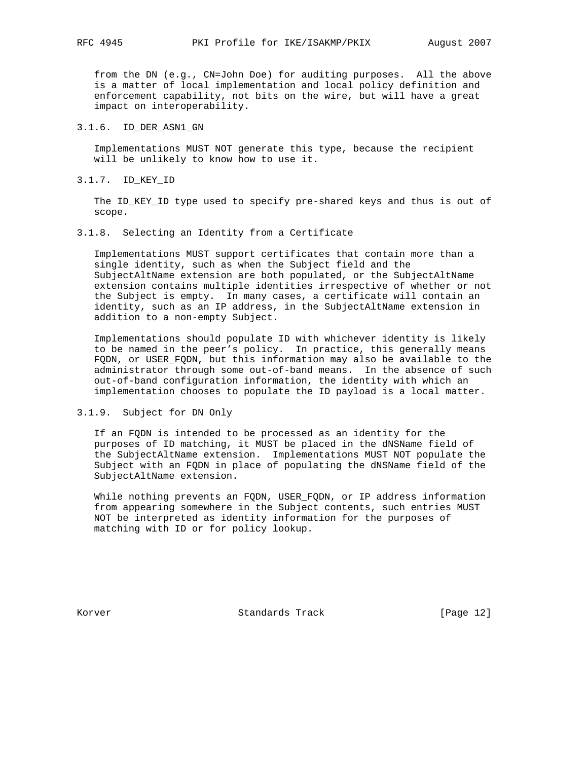from the DN (e.g., CN=John Doe) for auditing purposes. All the above is a matter of local implementation and local policy definition and enforcement capability, not bits on the wire, but will have a great impact on interoperability.

#### 3.1.6. ID_DER_ASN1_GN

Implementations MUST NOT generate this type, because the recipient will be unlikely to know how to use it.

#### 3.1.7. ID_KEY_ID

The ID_KEY_ID type used to specify pre-shared keys and thus is out of scope.

#### 3.1.8. Selecting an Identity from a Certificate

Implementations MUST support certificates that contain more than a single identity, such as when the Subject field and the SubjectAltName extension are both populated, or the SubjectAltName extension contains multiple identities irrespective of whether or not the Subject is empty. In many cases, a certificate will contain an identity, such as an IP address, in the SubjectAltName extension in addition to a non-empty Subject.

Implementations should populate ID with whichever identity is likely to be named in the peer's policy. In practice, this generally means FQDN, or USER_FQDN, but this information may also be available to the administrator through some out-of-band means. In the absence of such out-of-band configuration information, the identity with which an implementation chooses to populate the ID payload is a local matter.

#### 3.1.9. Subject for DN Only

If an FQDN is intended to be processed as an identity for the purposes of ID matching, it MUST be placed in the dNSName field of the SubjectAltName extension. Implementations MUST NOT populate the Subject with an FQDN in place of populating the dNSName field of the SubjectAltName extension.

While nothing prevents an FQDN, USER_FQDN, or IP address information from appearing somewhere in the Subject contents, such entries MUST NOT be interpreted as identity information for the purposes of matching with ID or for policy lookup.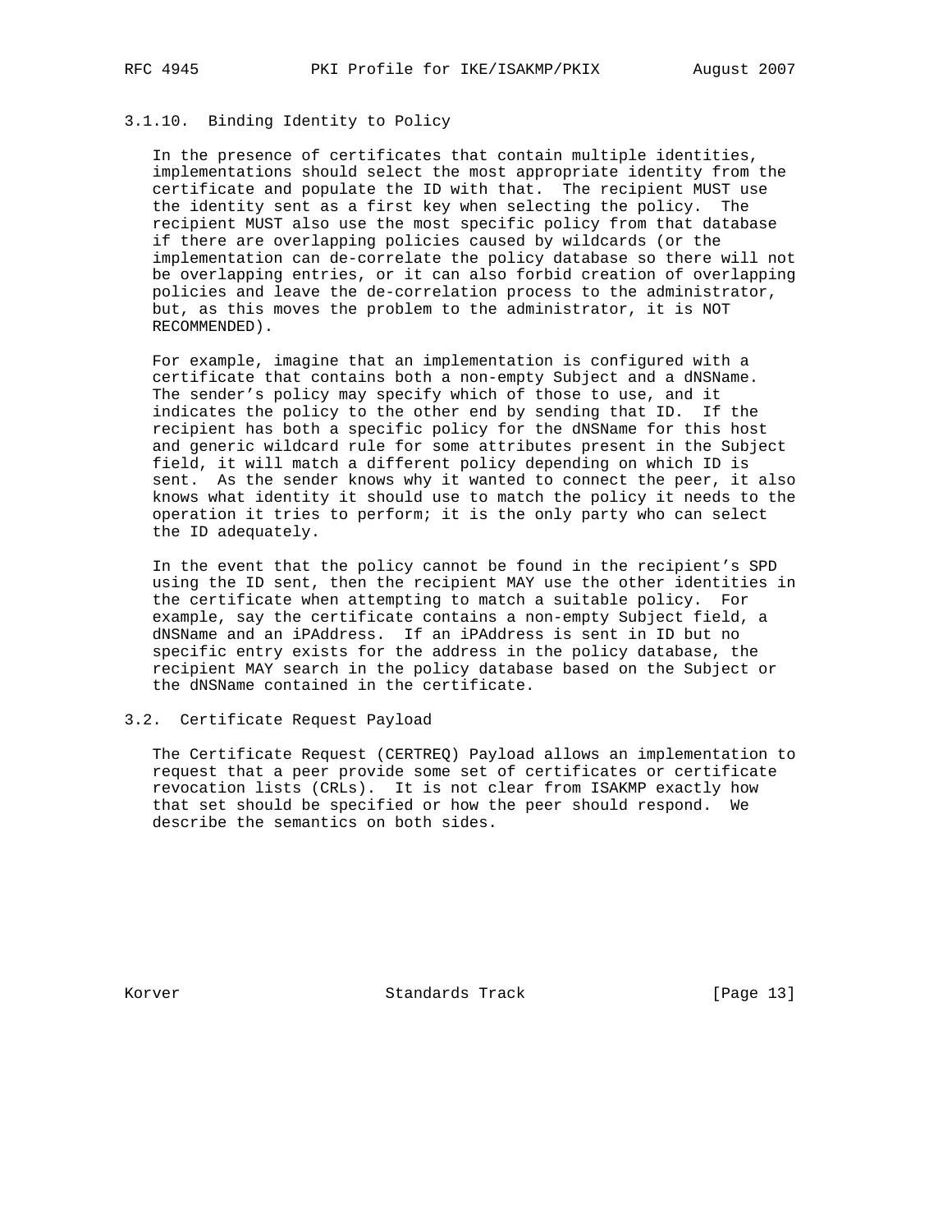### 3.1.10. Binding Identity to Policy

In the presence of certificates that contain multiple identities, implementations should select the most appropriate identity from the certificate and populate the ID with that. The recipient MUST use the identity sent as a first key when selecting the policy. The recipient MUST also use the most specific policy from that database if there are overlapping policies caused by wildcards (or the implementation can de-correlate the policy database so there will not be overlapping entries, or it can also forbid creation of overlapping policies and leave the de-correlation process to the administrator, but, as this moves the problem to the administrator, it is NOT RECOMMENDED).

For example, imagine that an implementation is configured with a certificate that contains both a non-empty Subject and a dNSName. The sender's policy may specify which of those to use, and it indicates the policy to the other end by sending that ID. If the recipient has both a specific policy for the dNSName for this host and generic wildcard rule for some attributes present in the Subject field, it will match a different policy depending on which ID is sent. As the sender knows why it wanted to connect the peer, it also knows what identity it should use to match the policy it needs to the operation it tries to perform; it is the only party who can select the ID adequately.

In the event that the policy cannot be found in the recipient's SPD using the ID sent, then the recipient MAY use the other identities in the certificate when attempting to match a suitable policy. For example, say the certificate contains a non-empty Subject field, a dNSName and an iPAddress. If an iPAddress is sent in ID but no specific entry exists for the address in the policy database, the recipient MAY search in the policy database based on the Subject or the dNSName contained in the certificate.

## 3.2. Certificate Request Payload

The Certificate Request (CERTREQ) Payload allows an implementation to request that a peer provide some set of certificates or certificate revocation lists (CRLs). It is not clear from ISAKMP exactly how that set should be specified or how the peer should respond. We describe the semantics on both sides.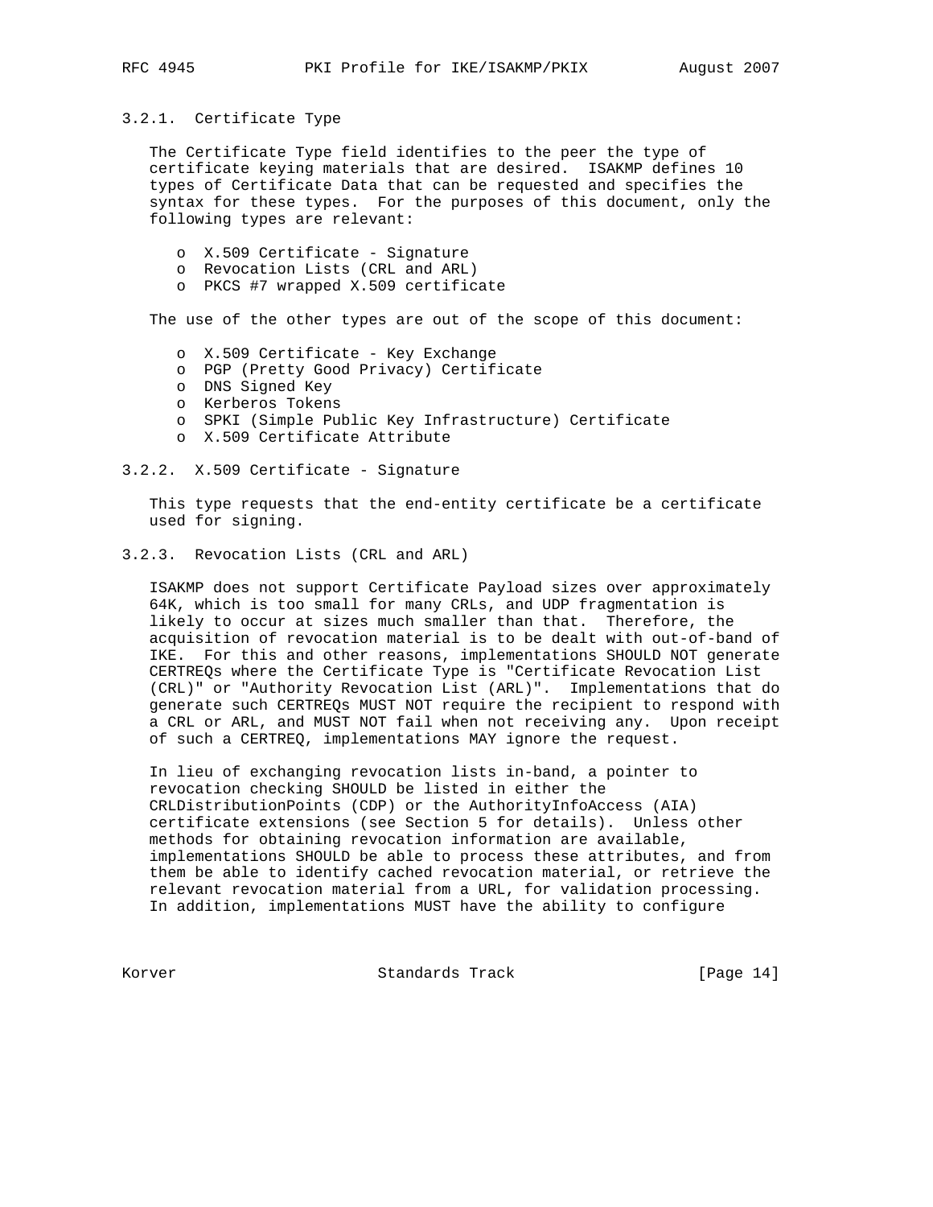### 3.2.1. Certificate Type

The Certificate Type field identifies to the peer the type of certificate keying materials that are desired. ISAKMP defines 10 types of Certificate Data that can be requested and specifies the syntax for these types. For the purposes of this document, only the following types are relevant:

- X.509 Certificate - Signature
- Revocation Lists (CRL and ARL)
- PKCS #7 wrapped X.509 certificate

The use of the other types are out of the scope of this document:

- X.509 Certificate - Key Exchange
- PGP (Pretty Good Privacy) Certificate
- DNS Signed Key
- Kerberos Tokens
- SPKI (Simple Public Key Infrastructure) Certificate
- X.509 Certificate Attribute

### 3.2.2. X.509 Certificate - Signature

This type requests that the end-entity certificate be a certificate used for signing.

### 3.2.3. Revocation Lists (CRL and ARL)

ISAKMP does not support Certificate Payload sizes over approximately 64K, which is too small for many CRLs, and UDP fragmentation is likely to occur at sizes much smaller than that. Therefore, the acquisition of revocation material is to be dealt with out-of-band of IKE. For this and other reasons, implementations SHOULD NOT generate CERTREQs where the Certificate Type is "Certificate Revocation List (CRL)" or "Authority Revocation List (ARL)". Implementations that do generate such CERTREQs MUST NOT require the recipient to respond with a CRL or ARL, and MUST NOT fail when not receiving any. Upon receipt of such a CERTREQ, implementations MAY ignore the request.

In lieu of exchanging revocation lists in-band, a pointer to revocation checking SHOULD be listed in either the CRLDistributionPoints (CDP) or the AuthorityInfoAccess (AIA) certificate extensions (see Section 5 for details). Unless other methods for obtaining revocation information are available, implementations SHOULD be able to process these attributes, and from them be able to identify cached revocation material, or retrieve the relevant revocation material from a URL, for validation processing. In addition, implementations MUST have the ability to configure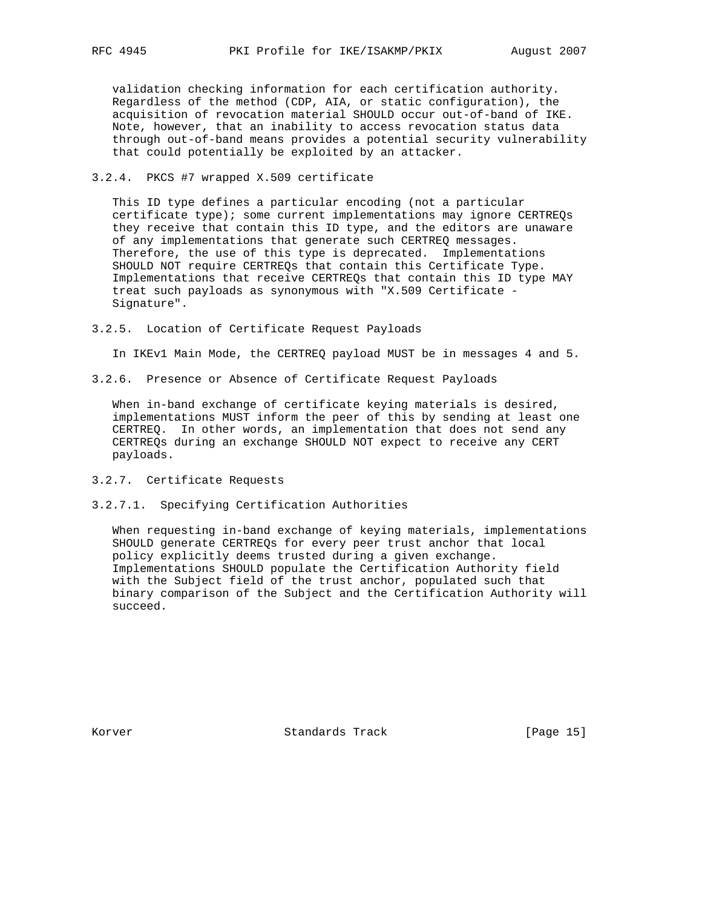validation checking information for each certification authority. Regardless of the method (CDP, AIA, or static configuration), the acquisition of revocation material SHOULD occur out-of-band of IKE. Note, however, that an inability to access revocation status data through out-of-band means provides a potential security vulnerability that could potentially be exploited by an attacker.

#### 3.2.4. PKCS #7 wrapped X.509 certificate

This ID type defines a particular encoding (not a particular certificate type); some current implementations may ignore CERTREQs they receive that contain this ID type, and the editors are unaware of any implementations that generate such CERTREQ messages. Therefore, the use of this type is deprecated. Implementations SHOULD NOT require CERTREQs that contain this Certificate Type. Implementations that receive CERTREQs that contain this ID type MAY treat such payloads as synonymous with "X.509 Certificate - Signature".

#### 3.2.5. Location of Certificate Request Payloads

In IKEv1 Main Mode, the CERTREQ payload MUST be in messages 4 and 5.

#### 3.2.6. Presence or Absence of Certificate Request Payloads

When in-band exchange of certificate keying materials is desired, implementations MUST inform the peer of this by sending at least one CERTREQ. In other words, an implementation that does not send any CERTREQs during an exchange SHOULD NOT expect to receive any CERT payloads.

#### 3.2.7. Certificate Requests

##### 3.2.7.1. Specifying Certification Authorities

When requesting in-band exchange of keying materials, implementations SHOULD generate CERTREQs for every peer trust anchor that local policy explicitly deems trusted during a given exchange. Implementations SHOULD populate the Certification Authority field with the Subject field of the trust anchor, populated such that binary comparison of the Subject and the Certification Authority will succeed.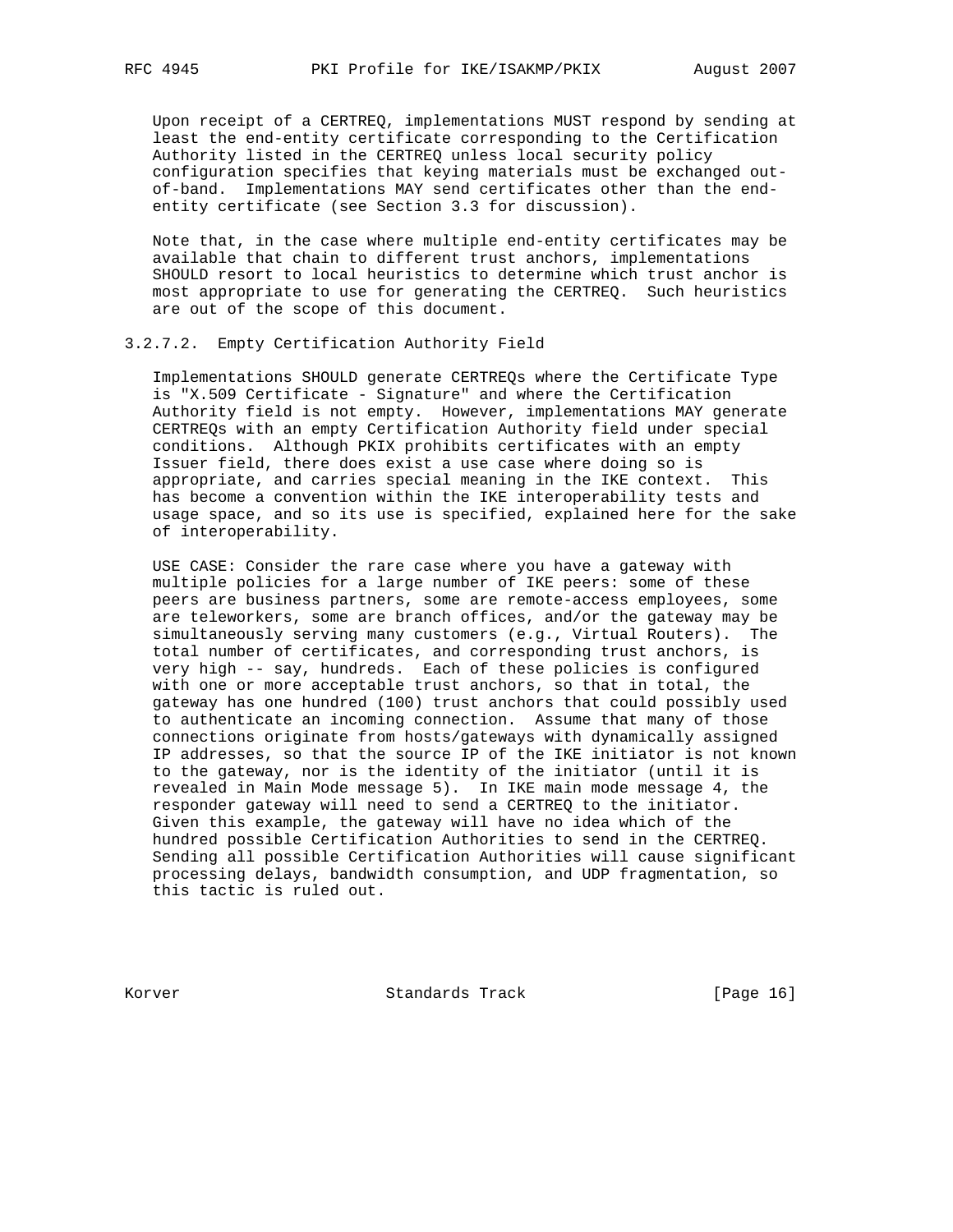Upon receipt of a CERTREQ, implementations MUST respond by sending at least the end-entity certificate corresponding to the Certification Authority listed in the CERTREQ unless local security policy configuration specifies that keying materials must be exchanged out-of-band. Implementations MAY send certificates other than the end-entity certificate (see Section 3.3 for discussion).

Note that, in the case where multiple end-entity certificates may be available that chain to different trust anchors, implementations SHOULD resort to local heuristics to determine which trust anchor is most appropriate to use for generating the CERTREQ. Such heuristics are out of the scope of this document.

#### 3.2.7.2. Empty Certification Authority Field

Implementations SHOULD generate CERTREQs where the Certificate Type is "X.509 Certificate - Signature" and where the Certification Authority field is not empty. However, implementations MAY generate CERTREQs with an empty Certification Authority field under special conditions. Although PKIX prohibits certificates with an empty Issuer field, there does exist a use case where doing so is appropriate, and carries special meaning in the IKE context. This has become a convention within the IKE interoperability tests and usage space, and so its use is specified, explained here for the sake of interoperability.

USE CASE: Consider the rare case where you have a gateway with multiple policies for a large number of IKE peers: some of these peers are business partners, some are remote-access employees, some are teleworkers, some are branch offices, and/or the gateway may be simultaneously serving many customers (e.g., Virtual Routers). The total number of certificates, and corresponding trust anchors, is very high -- say, hundreds. Each of these policies is configured with one or more acceptable trust anchors, so that in total, the gateway has one hundred (100) trust anchors that could possibly used to authenticate an incoming connection. Assume that many of those connections originate from hosts/gateways with dynamically assigned IP addresses, so that the source IP of the IKE initiator is not known to the gateway, nor is the identity of the initiator (until it is revealed in Main Mode message 5). In IKE main mode message 4, the responder gateway will need to send a CERTREQ to the initiator. Given this example, the gateway will have no idea which of the hundred possible Certification Authorities to send in the CERTREQ. Sending all possible Certification Authorities will cause significant processing delays, bandwidth consumption, and UDP fragmentation, so this tactic is ruled out.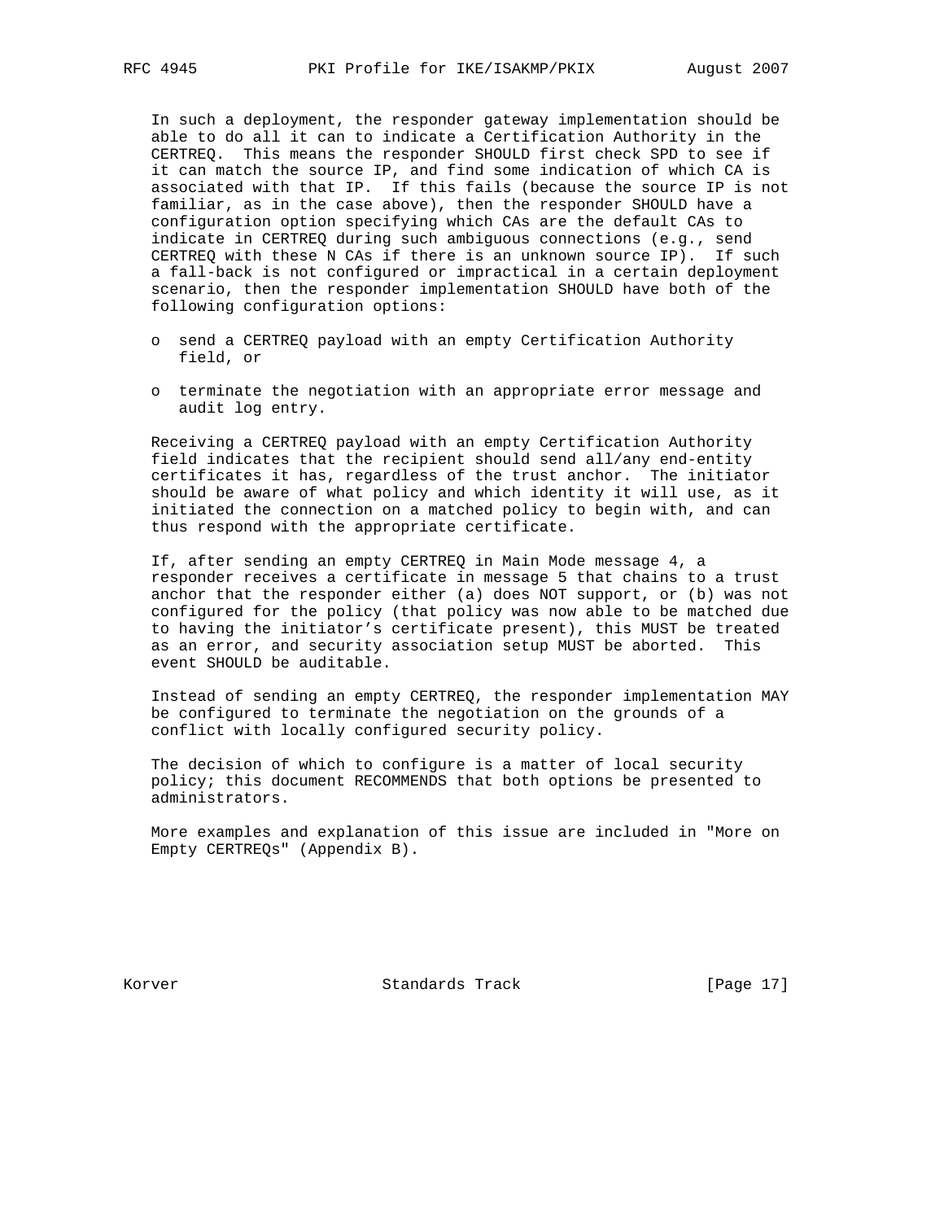In such a deployment, the responder gateway implementation should be able to do all it can to indicate a Certification Authority in the CERTREQ. This means the responder SHOULD first check SPD to see if it can match the source IP, and find some indication of which CA is associated with that IP. If this fails (because the source IP is not familiar, as in the case above), then the responder SHOULD have a configuration option specifying which CAs are the default CAs to indicate in CERTREQ during such ambiguous connections (e.g., send CERTREQ with these N CAs if there is an unknown source IP). If such a fall-back is not configured or impractical in a certain deployment scenario, then the responder implementation SHOULD have both of the following configuration options:

- send a CERTREQ payload with an empty Certification Authority field, or
- terminate the negotiation with an appropriate error message and audit log entry.

Receiving a CERTREQ payload with an empty Certification Authority field indicates that the recipient should send all/any end-entity certificates it has, regardless of the trust anchor. The initiator should be aware of what policy and which identity it will use, as it initiated the connection on a matched policy to begin with, and can thus respond with the appropriate certificate.

If, after sending an empty CERTREQ in Main Mode message 4, a responder receives a certificate in message 5 that chains to a trust anchor that the responder either (a) does NOT support, or (b) was not configured for the policy (that policy was now able to be matched due to having the initiator's certificate present), this MUST be treated as an error, and security association setup MUST be aborted. This event SHOULD be auditable.

Instead of sending an empty CERTREQ, the responder implementation MAY be configured to terminate the negotiation on the grounds of a conflict with locally configured security policy.

The decision of which to configure is a matter of local security policy; this document RECOMMENDS that both options be presented to administrators.

More examples and explanation of this issue are included in "More on Empty CERTREQs" (Appendix B).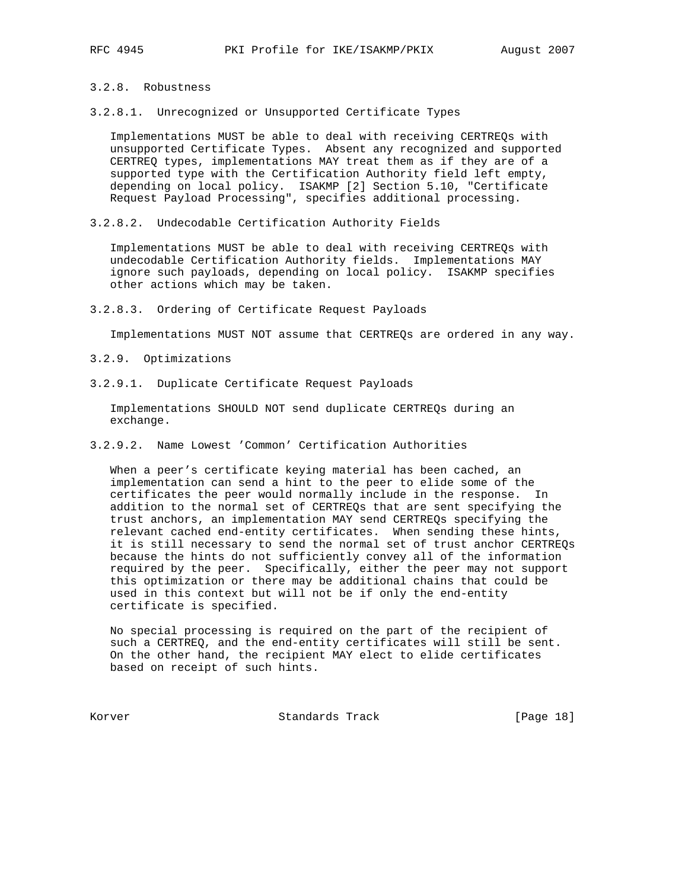#### 3.2.8. Robustness

##### 3.2.8.1. Unrecognized or Unsupported Certificate Types

Implementations MUST be able to deal with receiving CERTREQs with unsupported Certificate Types. Absent any recognized and supported CERTREQ types, implementations MAY treat them as if they are of a supported type with the Certification Authority field left empty, depending on local policy. ISAKMP [2] Section 5.10, "Certificate Request Payload Processing", specifies additional processing.

##### 3.2.8.2. Undecodable Certification Authority Fields

Implementations MUST be able to deal with receiving CERTREQs with undecodable Certification Authority fields. Implementations MAY ignore such payloads, depending on local policy. ISAKMP specifies other actions which may be taken.

##### 3.2.8.3. Ordering of Certificate Request Payloads

Implementations MUST NOT assume that CERTREQs are ordered in any way.

#### 3.2.9. Optimizations

##### 3.2.9.1. Duplicate Certificate Request Payloads

Implementations SHOULD NOT send duplicate CERTREQs during an exchange.

##### 3.2.9.2. Name Lowest 'Common' Certification Authorities

When a peer's certificate keying material has been cached, an implementation can send a hint to the peer to elide some of the certificates the peer would normally include in the response. In addition to the normal set of CERTREQs that are sent specifying the trust anchors, an implementation MAY send CERTREQs specifying the relevant cached end-entity certificates. When sending these hints, it is still necessary to send the normal set of trust anchor CERTREQs because the hints do not sufficiently convey all of the information required by the peer. Specifically, either the peer may not support this optimization or there may be additional chains that could be used in this context but will not be if only the end-entity certificate is specified.

No special processing is required on the part of the recipient of such a CERTREQ, and the end-entity certificates will still be sent. On the other hand, the recipient MAY elect to elide certificates based on receipt of such hints.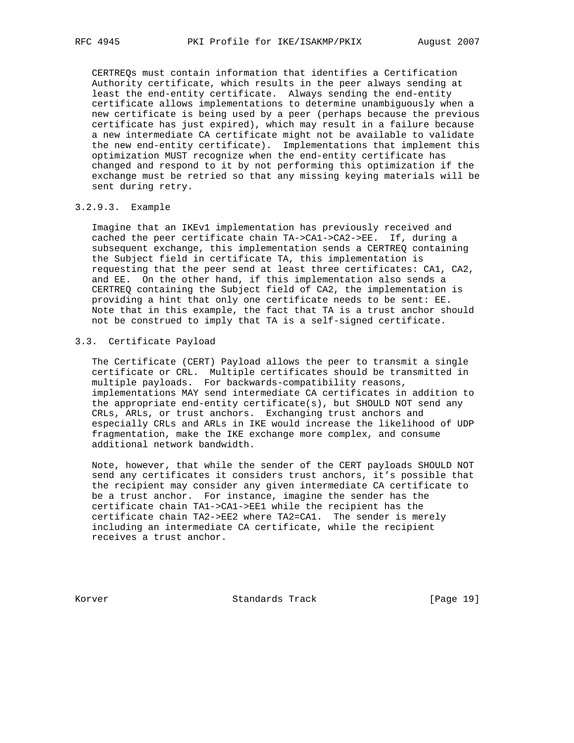CERTREQs must contain information that identifies a Certification Authority certificate, which results in the peer always sending at least the end-entity certificate. Always sending the end-entity certificate allows implementations to determine unambiguously when a new certificate is being used by a peer (perhaps because the previous certificate has just expired), which may result in a failure because a new intermediate CA certificate might not be available to validate the new end-entity certificate). Implementations that implement this optimization MUST recognize when the end-entity certificate has changed and respond to it by not performing this optimization if the exchange must be retried so that any missing keying materials will be sent during retry.

#### 3.2.9.3. Example

Imagine that an IKEv1 implementation has previously received and cached the peer certificate chain TA->CA1->CA2->EE. If, during a subsequent exchange, this implementation sends a CERTREQ containing the Subject field in certificate TA, this implementation is requesting that the peer send at least three certificates: CA1, CA2, and EE. On the other hand, if this implementation also sends a CERTREQ containing the Subject field of CA2, the implementation is providing a hint that only one certificate needs to be sent: EE. Note that in this example, the fact that TA is a trust anchor should not be construed to imply that TA is a self-signed certificate.

## 3.3. Certificate Payload

The Certificate (CERT) Payload allows the peer to transmit a single certificate or CRL. Multiple certificates should be transmitted in multiple payloads. For backwards-compatibility reasons, implementations MAY send intermediate CA certificates in addition to the appropriate end-entity certificate(s), but SHOULD NOT send any CRLs, ARLs, or trust anchors. Exchanging trust anchors and especially CRLs and ARLs in IKE would increase the likelihood of UDP fragmentation, make the IKE exchange more complex, and consume additional network bandwidth.

Note, however, that while the sender of the CERT payloads SHOULD NOT send any certificates it considers trust anchors, it's possible that the recipient may consider any given intermediate CA certificate to be a trust anchor. For instance, imagine the sender has the certificate chain TA1->CA1->EE1 while the recipient has the certificate chain TA2->EE2 where TA2=CA1. The sender is merely including an intermediate CA certificate, while the recipient receives a trust anchor.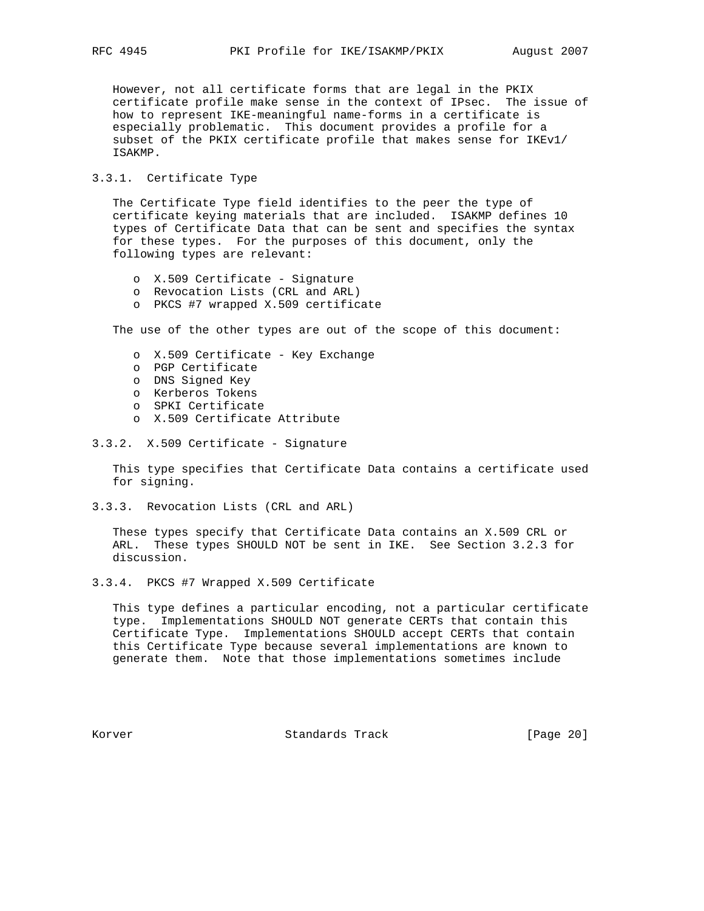However, not all certificate forms that are legal in the PKIX certificate profile make sense in the context of IPsec. The issue of how to represent IKE-meaningful name-forms in a certificate is especially problematic. This document provides a profile for a subset of the PKIX certificate profile that makes sense for IKEv1/ISAKMP.

### 3.3.1. Certificate Type

The Certificate Type field identifies to the peer the type of certificate keying materials that are included. ISAKMP defines 10 types of Certificate Data that can be sent and specifies the syntax for these types. For the purposes of this document, only the following types are relevant:

- X.509 Certificate - Signature
- Revocation Lists (CRL and ARL)
- PKCS #7 wrapped X.509 certificate

The use of the other types are out of the scope of this document:

- X.509 Certificate - Key Exchange
- PGP Certificate
- DNS Signed Key
- Kerberos Tokens
- SPKI Certificate
- X.509 Certificate Attribute

### 3.3.2. X.509 Certificate - Signature

This type specifies that Certificate Data contains a certificate used for signing.

### 3.3.3. Revocation Lists (CRL and ARL)

These types specify that Certificate Data contains an X.509 CRL or ARL. These types SHOULD NOT be sent in IKE. See Section 3.2.3 for discussion.

### 3.3.4. PKCS #7 Wrapped X.509 Certificate

This type defines a particular encoding, not a particular certificate type. Implementations SHOULD NOT generate CERTs that contain this Certificate Type. Implementations SHOULD accept CERTs that contain this Certificate Type because several implementations are known to generate them. Note that those implementations sometimes include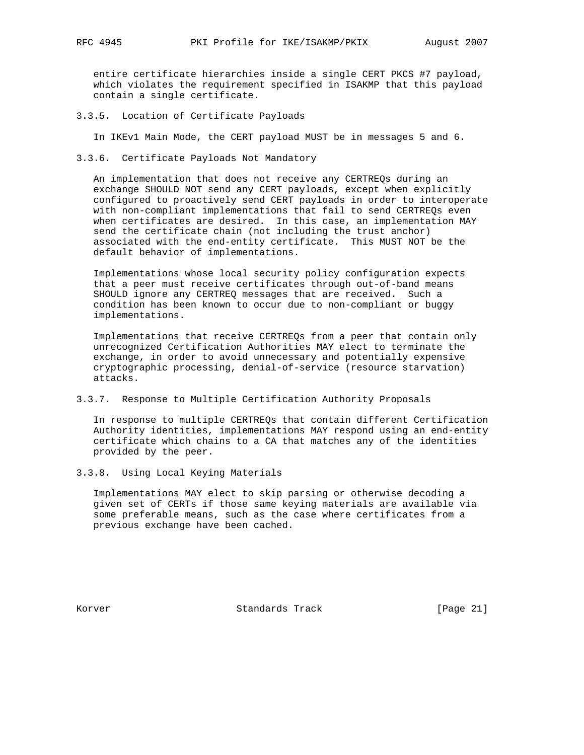entire certificate hierarchies inside a single CERT PKCS #7 payload, which violates the requirement specified in ISAKMP that this payload contain a single certificate.

#### 3.3.5. Location of Certificate Payloads

In IKEv1 Main Mode, the CERT payload MUST be in messages 5 and 6.

#### 3.3.6. Certificate Payloads Not Mandatory

An implementation that does not receive any CERTREQs during an exchange SHOULD NOT send any CERT payloads, except when explicitly configured to proactively send CERT payloads in order to interoperate with non-compliant implementations that fail to send CERTREQs even when certificates are desired. In this case, an implementation MAY send the certificate chain (not including the trust anchor) associated with the end-entity certificate. This MUST NOT be the default behavior of implementations.

Implementations whose local security policy configuration expects that a peer must receive certificates through out-of-band means SHOULD ignore any CERTREQ messages that are received. Such a condition has been known to occur due to non-compliant or buggy implementations.

Implementations that receive CERTREQs from a peer that contain only unrecognized Certification Authorities MAY elect to terminate the exchange, in order to avoid unnecessary and potentially expensive cryptographic processing, denial-of-service (resource starvation) attacks.

#### 3.3.7. Response to Multiple Certification Authority Proposals

In response to multiple CERTREQs that contain different Certification Authority identities, implementations MAY respond using an end-entity certificate which chains to a CA that matches any of the identities provided by the peer.

#### 3.3.8. Using Local Keying Materials

Implementations MAY elect to skip parsing or otherwise decoding a given set of CERTs if those same keying materials are available via some preferable means, such as the case where certificates from a previous exchange have been cached.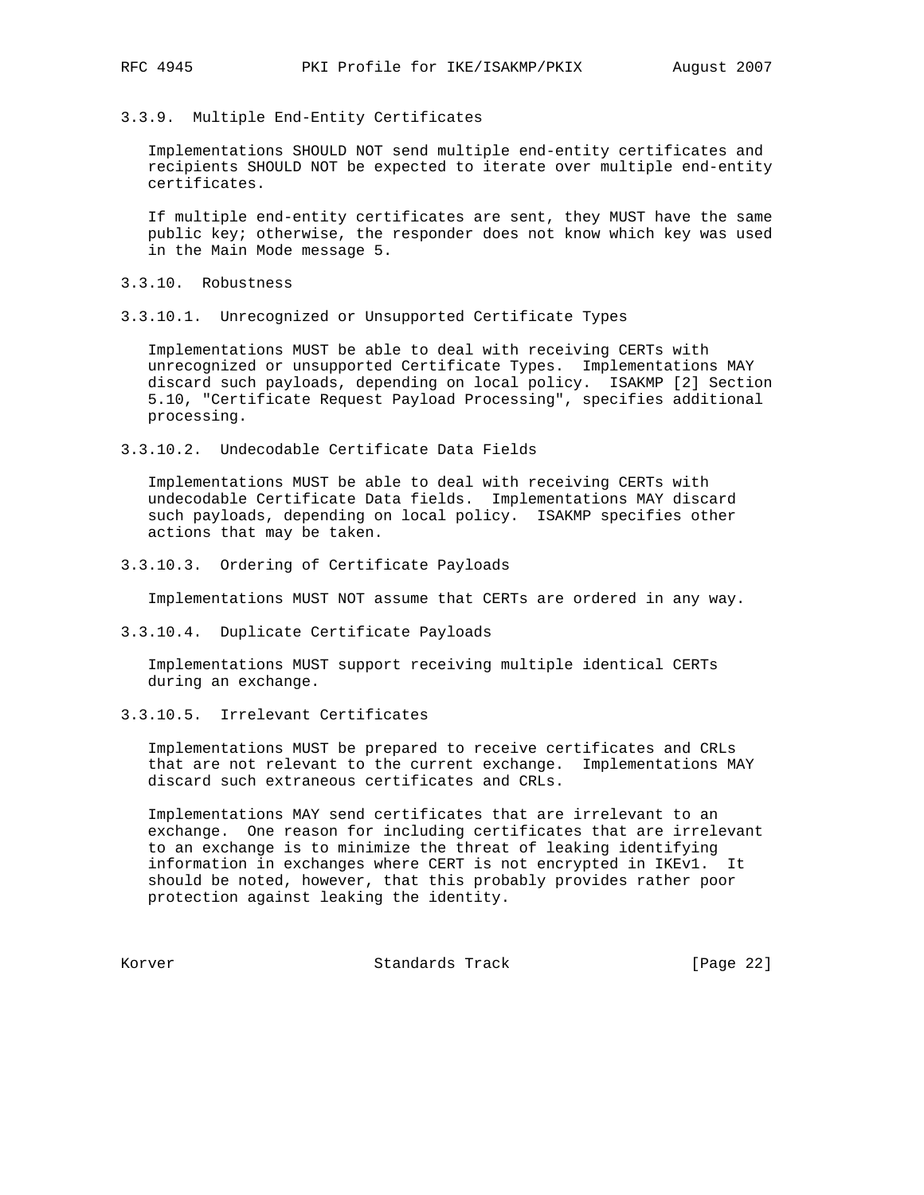#### 3.3.9. Multiple End-Entity Certificates

Implementations SHOULD NOT send multiple end-entity certificates and recipients SHOULD NOT be expected to iterate over multiple end-entity certificates.

If multiple end-entity certificates are sent, they MUST have the same public key; otherwise, the responder does not know which key was used in the Main Mode message 5.

#### 3.3.10. Robustness

##### 3.3.10.1. Unrecognized or Unsupported Certificate Types

Implementations MUST be able to deal with receiving CERTs with unrecognized or unsupported Certificate Types. Implementations MAY discard such payloads, depending on local policy. ISAKMP [2] Section 5.10, "Certificate Request Payload Processing", specifies additional processing.

##### 3.3.10.2. Undecodable Certificate Data Fields

Implementations MUST be able to deal with receiving CERTs with undecodable Certificate Data fields. Implementations MAY discard such payloads, depending on local policy. ISAKMP specifies other actions that may be taken.

##### 3.3.10.3. Ordering of Certificate Payloads

Implementations MUST NOT assume that CERTs are ordered in any way.

##### 3.3.10.4. Duplicate Certificate Payloads

Implementations MUST support receiving multiple identical CERTs during an exchange.

##### 3.3.10.5. Irrelevant Certificates

Implementations MUST be prepared to receive certificates and CRLs that are not relevant to the current exchange. Implementations MAY discard such extraneous certificates and CRLs.

Implementations MAY send certificates that are irrelevant to an exchange. One reason for including certificates that are irrelevant to an exchange is to minimize the threat of leaking identifying information in exchanges where CERT is not encrypted in IKEv1. It should be noted, however, that this probably provides rather poor protection against leaking the identity.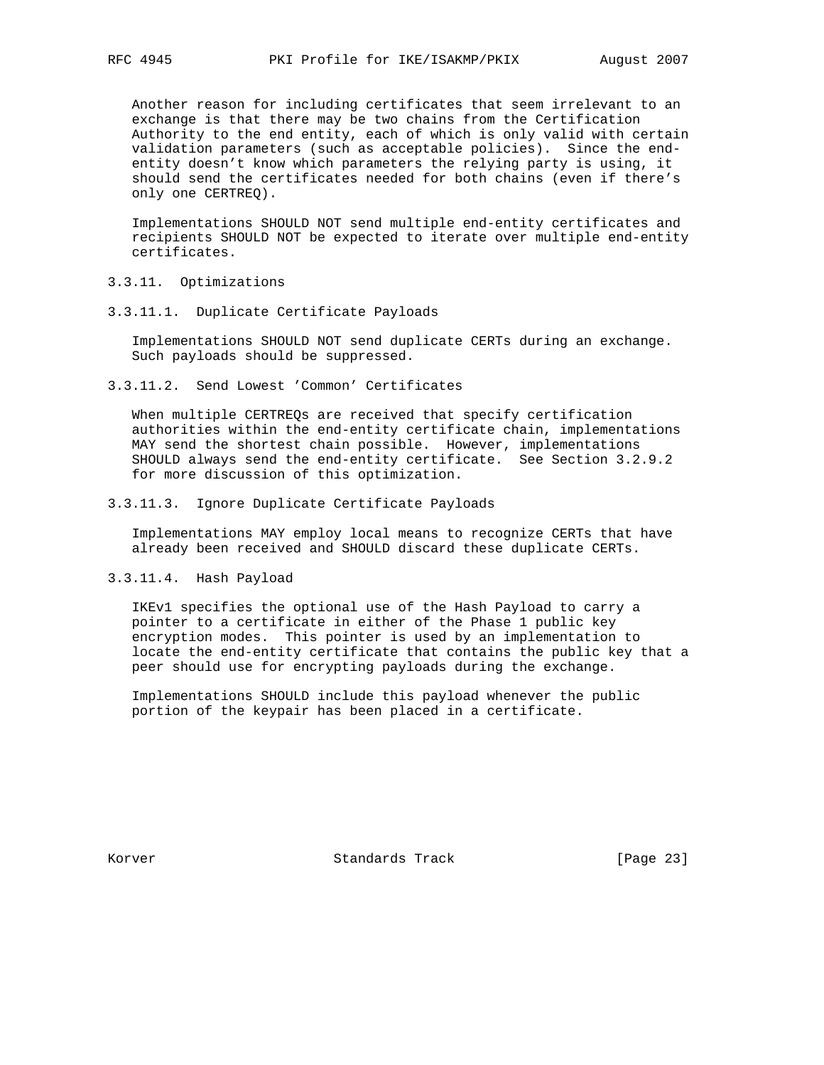Another reason for including certificates that seem irrelevant to an exchange is that there may be two chains from the Certification Authority to the end entity, each of which is only valid with certain validation parameters (such as acceptable policies). Since the end-entity doesn't know which parameters the relying party is using, it should send the certificates needed for both chains (even if there's only one CERTREQ).

Implementations SHOULD NOT send multiple end-entity certificates and recipients SHOULD NOT be expected to iterate over multiple end-entity certificates.

### 3.3.11. Optimizations

#### 3.3.11.1. Duplicate Certificate Payloads

Implementations SHOULD NOT send duplicate CERTs during an exchange. Such payloads should be suppressed.

#### 3.3.11.2. Send Lowest 'Common' Certificates

When multiple CERTREQs are received that specify certification authorities within the end-entity certificate chain, implementations MAY send the shortest chain possible. However, implementations SHOULD always send the end-entity certificate. See Section 3.2.9.2 for more discussion of this optimization.

#### 3.3.11.3. Ignore Duplicate Certificate Payloads

Implementations MAY employ local means to recognize CERTs that have already been received and SHOULD discard these duplicate CERTs.

#### 3.3.11.4. Hash Payload

IKEv1 specifies the optional use of the Hash Payload to carry a pointer to a certificate in either of the Phase 1 public key encryption modes. This pointer is used by an implementation to locate the end-entity certificate that contains the public key that a peer should use for encrypting payloads during the exchange.

Implementations SHOULD include this payload whenever the public portion of the keypair has been placed in a certificate.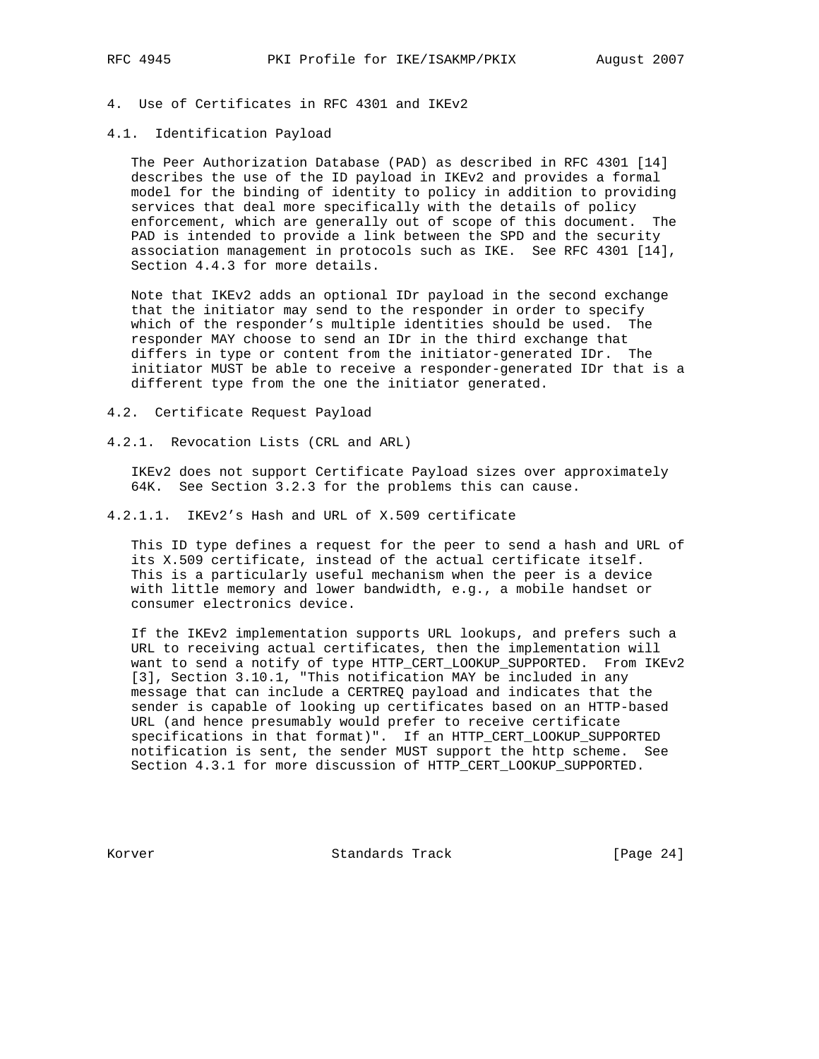# 4. Use of Certificates in RFC 4301 and IKEv2

## 4.1. Identification Payload

The Peer Authorization Database (PAD) as described in RFC 4301 [14] describes the use of the ID payload in IKEv2 and provides a formal model for the binding of identity to policy in addition to providing services that deal more specifically with the details of policy enforcement, which are generally out of scope of this document. The PAD is intended to provide a link between the SPD and the security association management in protocols such as IKE. See RFC 4301 [14], Section 4.4.3 for more details.

Note that IKEv2 adds an optional IDr payload in the second exchange that the initiator may send to the responder in order to specify which of the responder's multiple identities should be used. The responder MAY choose to send an IDr in the third exchange that differs in type or content from the initiator-generated IDr. The initiator MUST be able to receive a responder-generated IDr that is a different type from the one the initiator generated.

## 4.2. Certificate Request Payload

### 4.2.1. Revocation Lists (CRL and ARL)

IKEv2 does not support Certificate Payload sizes over approximately 64K. See Section 3.2.3 for the problems this can cause.

#### 4.2.1.1. IKEv2's Hash and URL of X.509 certificate

This ID type defines a request for the peer to send a hash and URL of its X.509 certificate, instead of the actual certificate itself. This is a particularly useful mechanism when the peer is a device with little memory and lower bandwidth, e.g., a mobile handset or consumer electronics device.

If the IKEv2 implementation supports URL lookups, and prefers such a URL to receiving actual certificates, then the implementation will want to send a notify of type HTTP_CERT_LOOKUP_SUPPORTED. From IKEv2 [3], Section 3.10.1, "This notification MAY be included in any message that can include a CERTREQ payload and indicates that the sender is capable of looking up certificates based on an HTTP-based URL (and hence presumably would prefer to receive certificate specifications in that format)". If an HTTP_CERT_LOOKUP_SUPPORTED notification is sent, the sender MUST support the http scheme. See Section 4.3.1 for more discussion of HTTP_CERT_LOOKUP_SUPPORTED.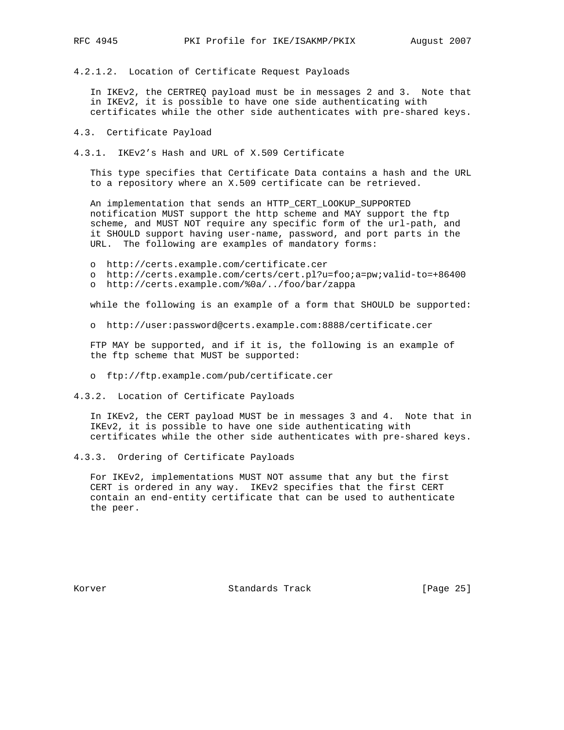#### 4.2.1.2. Location of Certificate Request Payloads

In IKEv2, the CERTREQ payload must be in messages 2 and 3. Note that in IKEv2, it is possible to have one side authenticating with certificates while the other side authenticates with pre-shared keys.

### 4.3. Certificate Payload

#### 4.3.1. IKEv2's Hash and URL of X.509 Certificate

This type specifies that Certificate Data contains a hash and the URL to a repository where an X.509 certificate can be retrieved.

An implementation that sends an HTTP_CERT_LOOKUP_SUPPORTED notification MUST support the http scheme and MAY support the ftp scheme, and MUST NOT require any specific form of the url-path, and it SHOULD support having user-name, password, and port parts in the URL. The following are examples of mandatory forms:

- http://certs.example.com/certificate.cer
- http://certs.example.com/certs/cert.pl?u=foo;a=pw;valid-to=+86400
- http://certs.example.com/%0a/../foo/bar/zappa

while the following is an example of a form that SHOULD be supported:

- http://user:password@certs.example.com:8888/certificate.cer

FTP MAY be supported, and if it is, the following is an example of the ftp scheme that MUST be supported:

- ftp://ftp.example.com/pub/certificate.cer

#### 4.3.2. Location of Certificate Payloads

In IKEv2, the CERT payload MUST be in messages 3 and 4. Note that in IKEv2, it is possible to have one side authenticating with certificates while the other side authenticates with pre-shared keys.

#### 4.3.3. Ordering of Certificate Payloads

For IKEv2, implementations MUST NOT assume that any but the first CERT is ordered in any way. IKEv2 specifies that the first CERT contain an end-entity certificate that can be used to authenticate the peer.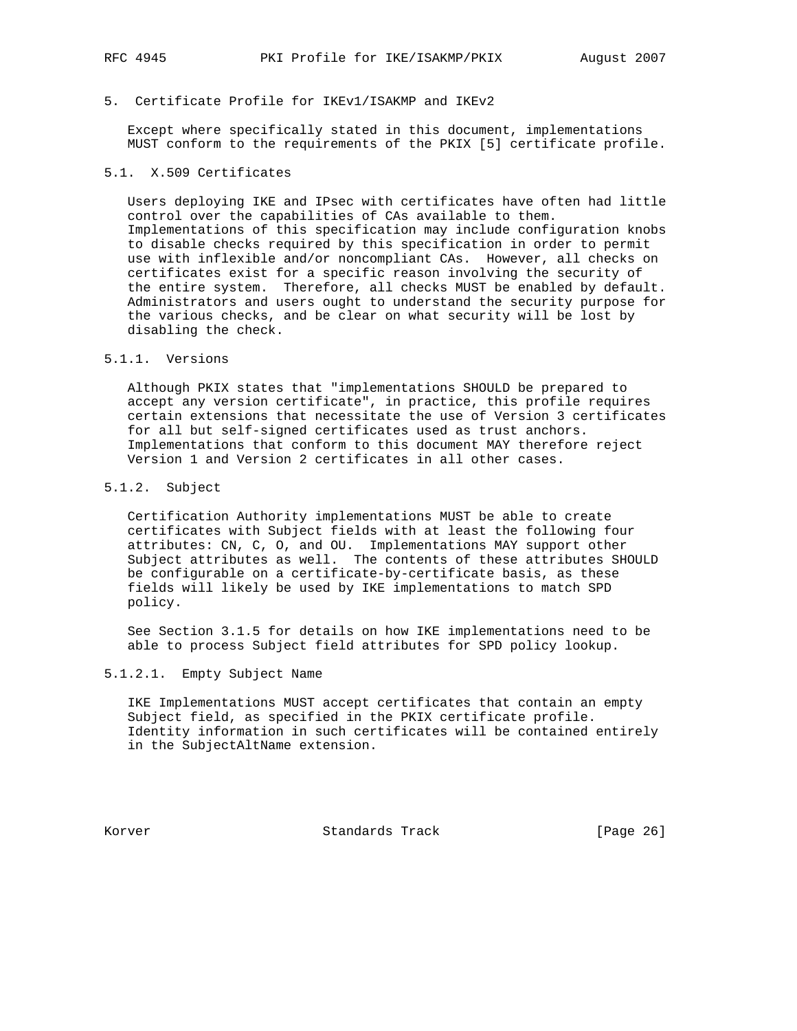## 5. Certificate Profile for IKEv1/ISAKMP and IKEv2

Except where specifically stated in this document, implementations MUST conform to the requirements of the PKIX [5] certificate profile.

### 5.1. X.509 Certificates

Users deploying IKE and IPsec with certificates have often had little control over the capabilities of CAs available to them. Implementations of this specification may include configuration knobs to disable checks required by this specification in order to permit use with inflexible and/or noncompliant CAs. However, all checks on certificates exist for a specific reason involving the security of the entire system. Therefore, all checks MUST be enabled by default. Administrators and users ought to understand the security purpose for the various checks, and be clear on what security will be lost by disabling the check.

#### 5.1.1. Versions

Although PKIX states that "implementations SHOULD be prepared to accept any version certificate", in practice, this profile requires certain extensions that necessitate the use of Version 3 certificates for all but self-signed certificates used as trust anchors. Implementations that conform to this document MAY therefore reject Version 1 and Version 2 certificates in all other cases.

#### 5.1.2. Subject

Certification Authority implementations MUST be able to create certificates with Subject fields with at least the following four attributes: CN, C, O, and OU. Implementations MAY support other Subject attributes as well. The contents of these attributes SHOULD be configurable on a certificate-by-certificate basis, as these fields will likely be used by IKE implementations to match SPD policy.

See Section 3.1.5 for details on how IKE implementations need to be able to process Subject field attributes for SPD policy lookup.

##### 5.1.2.1. Empty Subject Name

IKE Implementations MUST accept certificates that contain an empty Subject field, as specified in the PKIX certificate profile. Identity information in such certificates will be contained entirely in the SubjectAltName extension.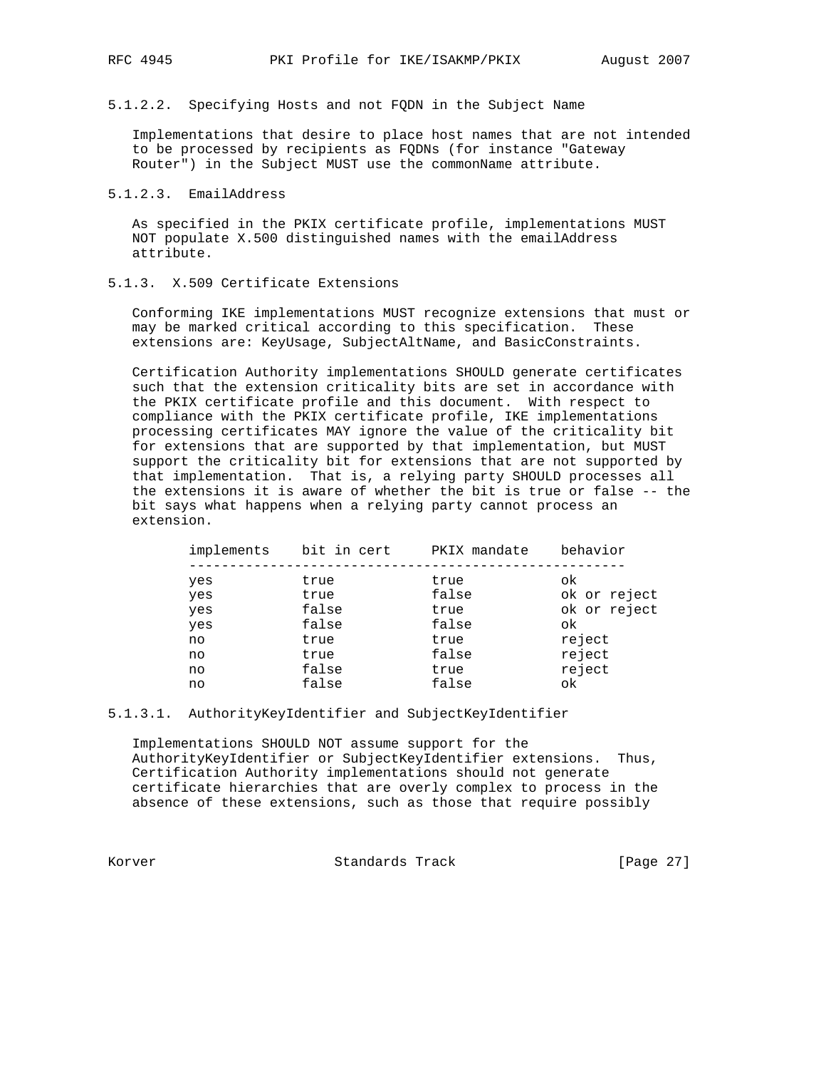#### 5.1.2.2. Specifying Hosts and not FQDN in the Subject Name

Implementations that desire to place host names that are not intended to be processed by recipients as FQDNs (for instance "Gateway Router") in the Subject MUST use the commonName attribute.

#### 5.1.2.3. EmailAddress

As specified in the PKIX certificate profile, implementations MUST NOT populate X.500 distinguished names with the emailAddress attribute.

### 5.1.3. X.509 Certificate Extensions

Conforming IKE implementations MUST recognize extensions that must or may be marked critical according to this specification. These extensions are: KeyUsage, SubjectAltName, and BasicConstraints.

Certification Authority implementations SHOULD generate certificates such that the extension criticality bits are set in accordance with the PKIX certificate profile and this document. With respect to compliance with the PKIX certificate profile, IKE implementations processing certificates MAY ignore the value of the criticality bit for extensions that are supported by that implementation, but MUST support the criticality bit for extensions that are not supported by that implementation. That is, a relying party SHOULD processes all the extensions it is aware of whether the bit is true or false -- the bit says what happens when a relying party cannot process an extension.

| implements | bit in cert | PKIX mandate | behavior |
|---|---|---|---|
| yes | true | true | ok |
| yes | true | false | ok or reject |
| yes | false | true | ok or reject |
| yes | false | false | ok |
| no | true | true | reject |
| no | true | false | reject |
| no | false | true | reject |
| no | false | false | ok |

#### 5.1.3.1. AuthorityKeyIdentifier and SubjectKeyIdentifier

Implementations SHOULD NOT assume support for the AuthorityKeyIdentifier or SubjectKeyIdentifier extensions. Thus, Certification Authority implementations should not generate certificate hierarchies that are overly complex to process in the absence of these extensions, such as those that require possibly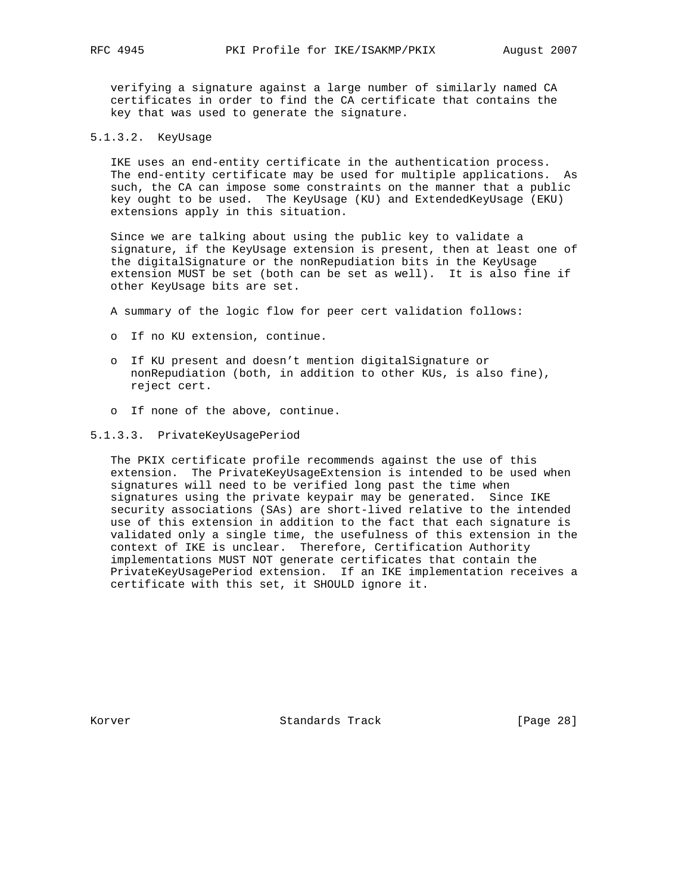verifying a signature against a large number of similarly named CA certificates in order to find the CA certificate that contains the key that was used to generate the signature.

#### 5.1.3.2. KeyUsage

IKE uses an end-entity certificate in the authentication process. The end-entity certificate may be used for multiple applications. As such, the CA can impose some constraints on the manner that a public key ought to be used. The KeyUsage (KU) and ExtendedKeyUsage (EKU) extensions apply in this situation.

Since we are talking about using the public key to validate a signature, if the KeyUsage extension is present, then at least one of the digitalSignature or the nonRepudiation bits in the KeyUsage extension MUST be set (both can be set as well). It is also fine if other KeyUsage bits are set.

A summary of the logic flow for peer cert validation follows:

- If no KU extension, continue.
- If KU present and doesn't mention digitalSignature or nonRepudiation (both, in addition to other KUs, is also fine), reject cert.
- If none of the above, continue.

#### 5.1.3.3. PrivateKeyUsagePeriod

The PKIX certificate profile recommends against the use of this extension. The PrivateKeyUsageExtension is intended to be used when signatures will need to be verified long past the time when signatures using the private keypair may be generated. Since IKE security associations (SAs) are short-lived relative to the intended use of this extension in addition to the fact that each signature is validated only a single time, the usefulness of this extension in the context of IKE is unclear. Therefore, Certification Authority implementations MUST NOT generate certificates that contain the PrivateKeyUsagePeriod extension. If an IKE implementation receives a certificate with this set, it SHOULD ignore it.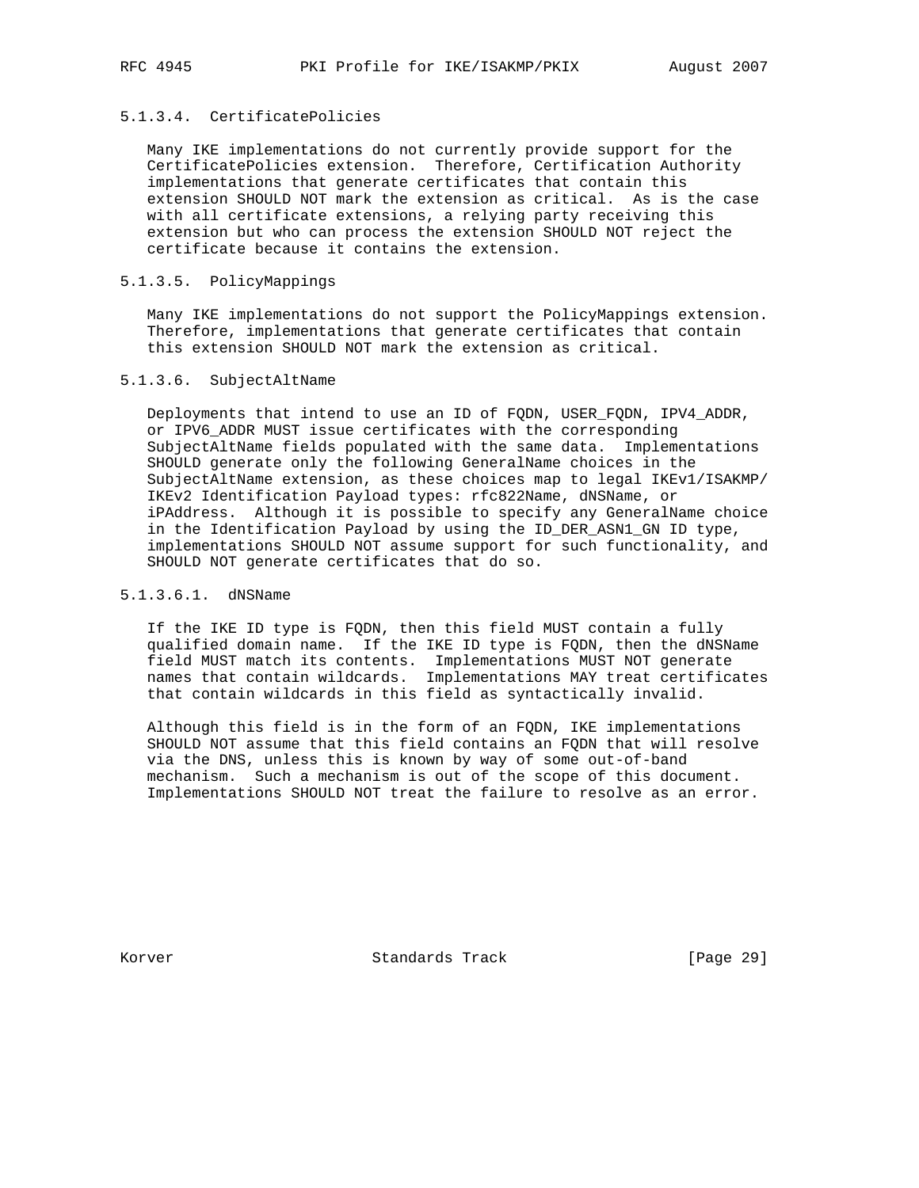#### 5.1.3.4. CertificatePolicies

Many IKE implementations do not currently provide support for the CertificatePolicies extension. Therefore, Certification Authority implementations that generate certificates that contain this extension SHOULD NOT mark the extension as critical. As is the case with all certificate extensions, a relying party receiving this extension but who can process the extension SHOULD NOT reject the certificate because it contains the extension.

#### 5.1.3.5. PolicyMappings

Many IKE implementations do not support the PolicyMappings extension. Therefore, implementations that generate certificates that contain this extension SHOULD NOT mark the extension as critical.

#### 5.1.3.6. SubjectAltName

Deployments that intend to use an ID of FQDN, USER_FQDN, IPV4_ADDR, or IPV6_ADDR MUST issue certificates with the corresponding SubjectAltName fields populated with the same data. Implementations SHOULD generate only the following GeneralName choices in the SubjectAltName extension, as these choices map to legal IKEv1/ISAKMP/IKEv2 Identification Payload types: rfc822Name, dNSName, or iPAddress. Although it is possible to specify any GeneralName choice in the Identification Payload by using the ID_DER_ASN1_GN ID type, implementations SHOULD NOT assume support for such functionality, and SHOULD NOT generate certificates that do so.

##### 5.1.3.6.1. dNSName

If the IKE ID type is FQDN, then this field MUST contain a fully qualified domain name. If the IKE ID type is FQDN, then the dNSName field MUST match its contents. Implementations MUST NOT generate names that contain wildcards. Implementations MAY treat certificates that contain wildcards in this field as syntactically invalid.

Although this field is in the form of an FQDN, IKE implementations SHOULD NOT assume that this field contains an FQDN that will resolve via the DNS, unless this is known by way of some out-of-band mechanism. Such a mechanism is out of the scope of this document. Implementations SHOULD NOT treat the failure to resolve as an error.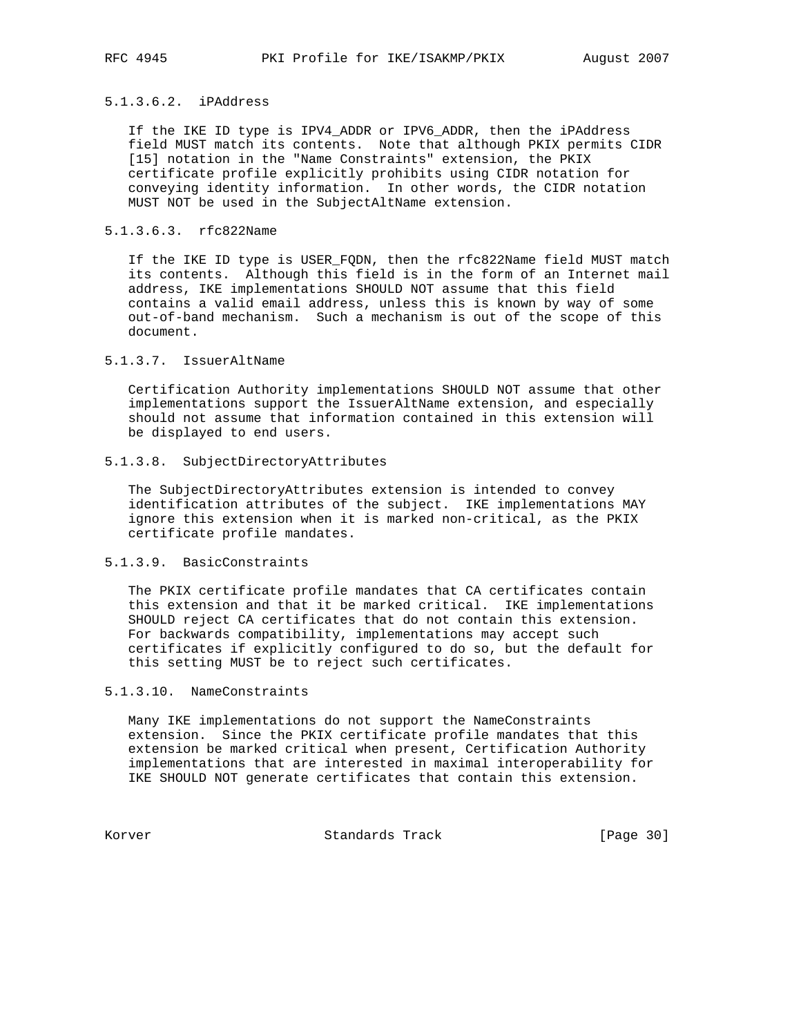#### 5.1.3.6.2. iPAddress

If the IKE ID type is IPV4_ADDR or IPV6_ADDR, then the iPAddress field MUST match its contents. Note that although PKIX permits CIDR [15] notation in the "Name Constraints" extension, the PKIX certificate profile explicitly prohibits using CIDR notation for conveying identity information. In other words, the CIDR notation MUST NOT be used in the SubjectAltName extension.

#### 5.1.3.6.3. rfc822Name

If the IKE ID type is USER_FQDN, then the rfc822Name field MUST match its contents. Although this field is in the form of an Internet mail address, IKE implementations SHOULD NOT assume that this field contains a valid email address, unless this is known by way of some out-of-band mechanism. Such a mechanism is out of the scope of this document.

### 5.1.3.7. IssuerAltName

Certification Authority implementations SHOULD NOT assume that other implementations support the IssuerAltName extension, and especially should not assume that information contained in this extension will be displayed to end users.

### 5.1.3.8. SubjectDirectoryAttributes

The SubjectDirectoryAttributes extension is intended to convey identification attributes of the subject. IKE implementations MAY ignore this extension when it is marked non-critical, as the PKIX certificate profile mandates.

### 5.1.3.9. BasicConstraints

The PKIX certificate profile mandates that CA certificates contain this extension and that it be marked critical. IKE implementations SHOULD reject CA certificates that do not contain this extension. For backwards compatibility, implementations may accept such certificates if explicitly configured to do so, but the default for this setting MUST be to reject such certificates.

### 5.1.3.10. NameConstraints

Many IKE implementations do not support the NameConstraints extension. Since the PKIX certificate profile mandates that this extension be marked critical when present, Certification Authority implementations that are interested in maximal interoperability for IKE SHOULD NOT generate certificates that contain this extension.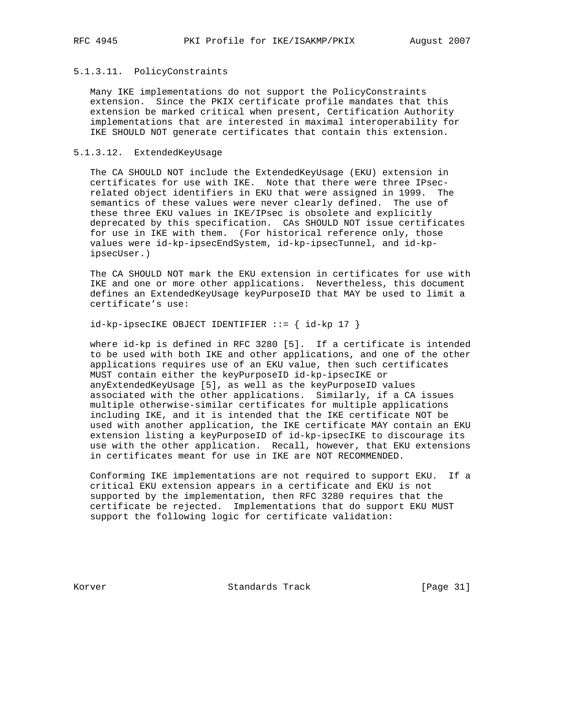#### 5.1.3.11. PolicyConstraints

Many IKE implementations do not support the PolicyConstraints extension. Since the PKIX certificate profile mandates that this extension be marked critical when present, Certification Authority implementations that are interested in maximal interoperability for IKE SHOULD NOT generate certificates that contain this extension.

#### 5.1.3.12. ExtendedKeyUsage

The CA SHOULD NOT include the ExtendedKeyUsage (EKU) extension in certificates for use with IKE. Note that there were three IPsec-related object identifiers in EKU that were assigned in 1999. The semantics of these values were never clearly defined. The use of these three EKU values in IKE/IPsec is obsolete and explicitly deprecated by this specification. CAs SHOULD NOT issue certificates for use in IKE with them. (For historical reference only, those values were id-kp-ipsecEndSystem, id-kp-ipsecTunnel, and id-kp-ipsecUser.)

The CA SHOULD NOT mark the EKU extension in certificates for use with IKE and one or more other applications. Nevertheless, this document defines an ExtendedKeyUsage keyPurposeID that MAY be used to limit a certificate's use:

```
id-kp-ipsecIKE OBJECT IDENTIFIER ::= { id-kp 17 }
```

where id-kp is defined in RFC 3280 [5]. If a certificate is intended to be used with both IKE and other applications, and one of the other applications requires use of an EKU value, then such certificates MUST contain either the keyPurposeID id-kp-ipsecIKE or anyExtendedKeyUsage [5], as well as the keyPurposeID values associated with the other applications. Similarly, if a CA issues multiple otherwise-similar certificates for multiple applications including IKE, and it is intended that the IKE certificate NOT be used with another application, the IKE certificate MAY contain an EKU extension listing a keyPurposeID of id-kp-ipsecIKE to discourage its use with the other application. Recall, however, that EKU extensions in certificates meant for use in IKE are NOT RECOMMENDED.

Conforming IKE implementations are not required to support EKU. If a critical EKU extension appears in a certificate and EKU is not supported by the implementation, then RFC 3280 requires that the certificate be rejected. Implementations that do support EKU MUST support the following logic for certificate validation: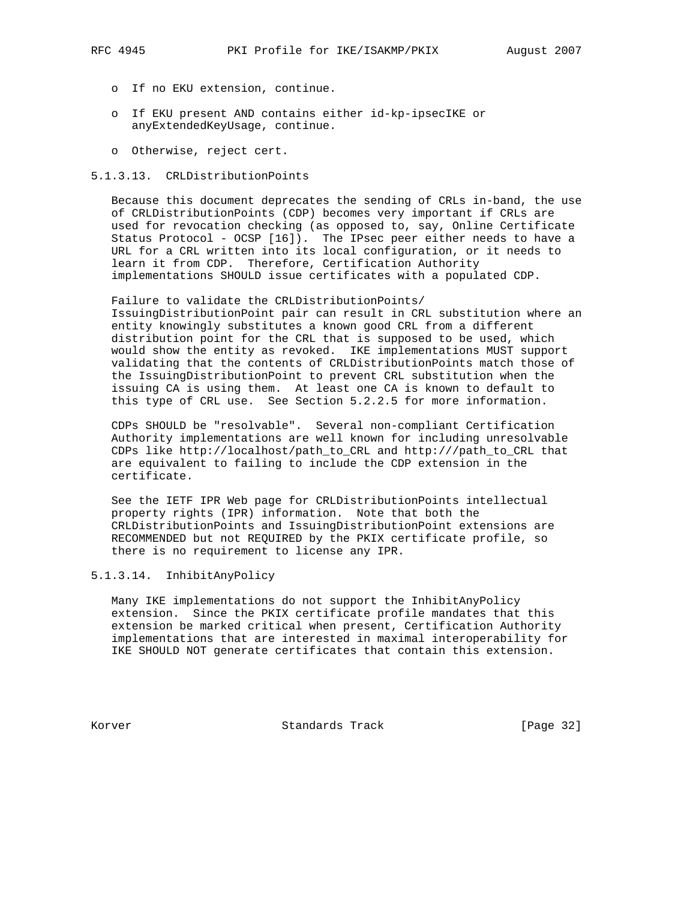- If no EKU extension, continue.

- If EKU present AND contains either id-kp-ipsecIKE or anyExtendedKeyUsage, continue.

- Otherwise, reject cert.

#### 5.1.3.13. CRLDistributionPoints

Because this document deprecates the sending of CRLs in-band, the use of CRLDistributionPoints (CDP) becomes very important if CRLs are used for revocation checking (as opposed to, say, Online Certificate Status Protocol - OCSP [16]). The IPsec peer either needs to have a URL for a CRL written into its local configuration, or it needs to learn it from CDP. Therefore, Certification Authority implementations SHOULD issue certificates with a populated CDP.

Failure to validate the CRLDistributionPoints/IssuingDistributionPoint pair can result in CRL substitution where an entity knowingly substitutes a known good CRL from a different distribution point for the CRL that is supposed to be used, which would show the entity as revoked. IKE implementations MUST support validating that the contents of CRLDistributionPoints match those of the IssuingDistributionPoint to prevent CRL substitution when the issuing CA is using them. At least one CA is known to default to this type of CRL use. See Section 5.2.2.5 for more information.

CDPs SHOULD be "resolvable". Several non-compliant Certification Authority implementations are well known for including unresolvable CDPs like http://localhost/path_to_CRL and http:///path_to_CRL that are equivalent to failing to include the CDP extension in the certificate.

See the IETF IPR Web page for CRLDistributionPoints intellectual property rights (IPR) information. Note that both the CRLDistributionPoints and IssuingDistributionPoint extensions are RECOMMENDED but not REQUIRED by the PKIX certificate profile, so there is no requirement to license any IPR.

#### 5.1.3.14. InhibitAnyPolicy

Many IKE implementations do not support the InhibitAnyPolicy extension. Since the PKIX certificate profile mandates that this extension be marked critical when present, Certification Authority implementations that are interested in maximal interoperability for IKE SHOULD NOT generate certificates that contain this extension.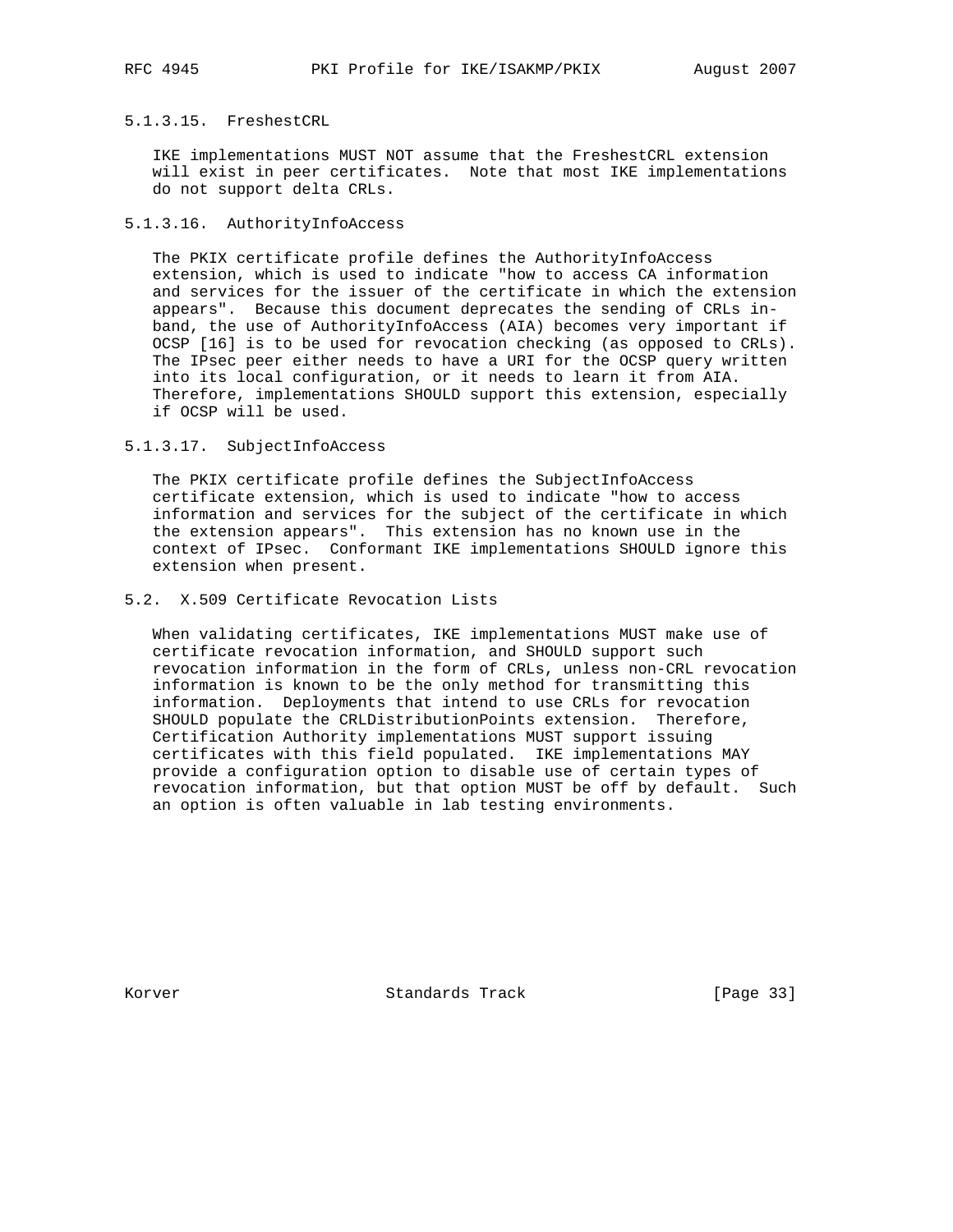#### 5.1.3.15. FreshestCRL

IKE implementations MUST NOT assume that the FreshestCRL extension will exist in peer certificates. Note that most IKE implementations do not support delta CRLs.

#### 5.1.3.16. AuthorityInfoAccess

The PKIX certificate profile defines the AuthorityInfoAccess extension, which is used to indicate "how to access CA information and services for the issuer of the certificate in which the extension appears". Because this document deprecates the sending of CRLs in-band, the use of AuthorityInfoAccess (AIA) becomes very important if OCSP [16] is to be used for revocation checking (as opposed to CRLs). The IPsec peer either needs to have a URI for the OCSP query written into its local configuration, or it needs to learn it from AIA. Therefore, implementations SHOULD support this extension, especially if OCSP will be used.

#### 5.1.3.17. SubjectInfoAccess

The PKIX certificate profile defines the SubjectInfoAccess certificate extension, which is used to indicate "how to access information and services for the subject of the certificate in which the extension appears". This extension has no known use in the context of IPsec. Conformant IKE implementations SHOULD ignore this extension when present.

### 5.2. X.509 Certificate Revocation Lists

When validating certificates, IKE implementations MUST make use of certificate revocation information, and SHOULD support such revocation information in the form of CRLs, unless non-CRL revocation information is known to be the only method for transmitting this information. Deployments that intend to use CRLs for revocation SHOULD populate the CRLDistributionPoints extension. Therefore, Certification Authority implementations MUST support issuing certificates with this field populated. IKE implementations MAY provide a configuration option to disable use of certain types of revocation information, but that option MUST be off by default. Such an option is often valuable in lab testing environments.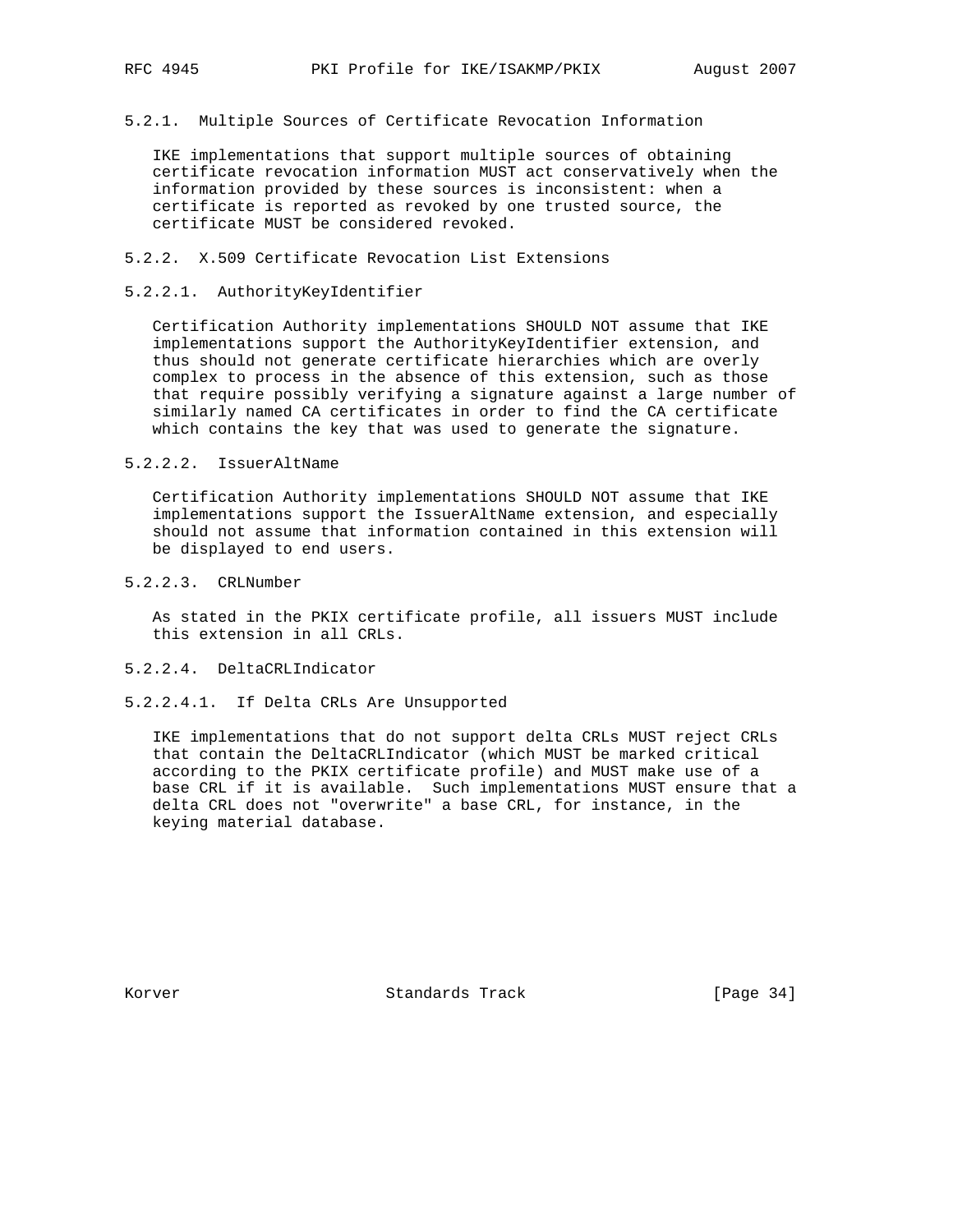### 5.2.1. Multiple Sources of Certificate Revocation Information

IKE implementations that support multiple sources of obtaining certificate revocation information MUST act conservatively when the information provided by these sources is inconsistent: when a certificate is reported as revoked by one trusted source, the certificate MUST be considered revoked.

### 5.2.2. X.509 Certificate Revocation List Extensions

#### 5.2.2.1. AuthorityKeyIdentifier

Certification Authority implementations SHOULD NOT assume that IKE implementations support the AuthorityKeyIdentifier extension, and thus should not generate certificate hierarchies which are overly complex to process in the absence of this extension, such as those that require possibly verifying a signature against a large number of similarly named CA certificates in order to find the CA certificate which contains the key that was used to generate the signature.

#### 5.2.2.2. IssuerAltName

Certification Authority implementations SHOULD NOT assume that IKE implementations support the IssuerAltName extension, and especially should not assume that information contained in this extension will be displayed to end users.

#### 5.2.2.3. CRLNumber

As stated in the PKIX certificate profile, all issuers MUST include this extension in all CRLs.

#### 5.2.2.4. DeltaCRLIndicator

##### 5.2.2.4.1. If Delta CRLs Are Unsupported

IKE implementations that do not support delta CRLs MUST reject CRLs that contain the DeltaCRLIndicator (which MUST be marked critical according to the PKIX certificate profile) and MUST make use of a base CRL if it is available. Such implementations MUST ensure that a delta CRL does not "overwrite" a base CRL, for instance, in the keying material database.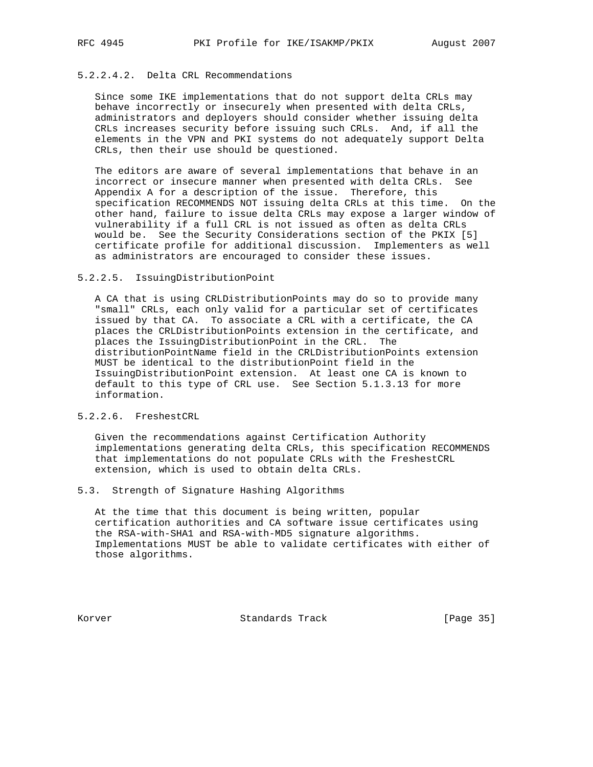#### 5.2.2.4.2. Delta CRL Recommendations

Since some IKE implementations that do not support delta CRLs may behave incorrectly or insecurely when presented with delta CRLs, administrators and deployers should consider whether issuing delta CRLs increases security before issuing such CRLs. And, if all the elements in the VPN and PKI systems do not adequately support Delta CRLs, then their use should be questioned.

The editors are aware of several implementations that behave in an incorrect or insecure manner when presented with delta CRLs. See Appendix A for a description of the issue. Therefore, this specification RECOMMENDS NOT issuing delta CRLs at this time. On the other hand, failure to issue delta CRLs may expose a larger window of vulnerability if a full CRL is not issued as often as delta CRLs would be. See the Security Considerations section of the PKIX [5] certificate profile for additional discussion. Implementers as well as administrators are encouraged to consider these issues.

#### 5.2.2.5. IssuingDistributionPoint

A CA that is using CRLDistributionPoints may do so to provide many "small" CRLs, each only valid for a particular set of certificates issued by that CA. To associate a CRL with a certificate, the CA places the CRLDistributionPoints extension in the certificate, and places the IssuingDistributionPoint in the CRL. The distributionPointName field in the CRLDistributionPoints extension MUST be identical to the distributionPoint field in the IssuingDistributionPoint extension. At least one CA is known to default to this type of CRL use. See Section 5.1.3.13 for more information.

#### 5.2.2.6. FreshestCRL

Given the recommendations against Certification Authority implementations generating delta CRLs, this specification RECOMMENDS that implementations do not populate CRLs with the FreshestCRL extension, which is used to obtain delta CRLs.

### 5.3. Strength of Signature Hashing Algorithms

At the time that this document is being written, popular certification authorities and CA software issue certificates using the RSA-with-SHA1 and RSA-with-MD5 signature algorithms. Implementations MUST be able to validate certificates with either of those algorithms.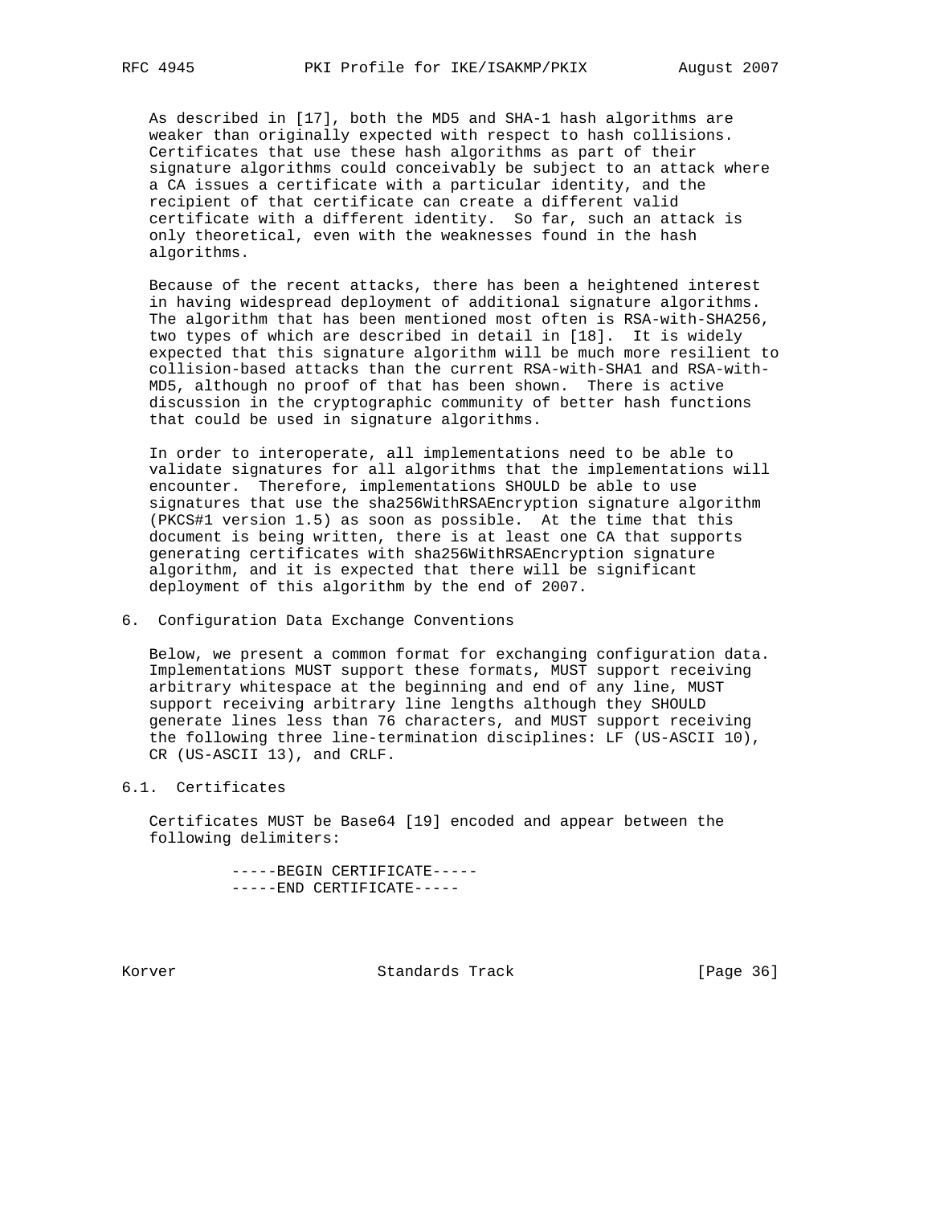As described in [17], both the MD5 and SHA-1 hash algorithms are weaker than originally expected with respect to hash collisions. Certificates that use these hash algorithms as part of their signature algorithms could conceivably be subject to an attack where a CA issues a certificate with a particular identity, and the recipient of that certificate can create a different valid certificate with a different identity. So far, such an attack is only theoretical, even with the weaknesses found in the hash algorithms.

Because of the recent attacks, there has been a heightened interest in having widespread deployment of additional signature algorithms. The algorithm that has been mentioned most often is RSA-with-SHA256, two types of which are described in detail in [18]. It is widely expected that this signature algorithm will be much more resilient to collision-based attacks than the current RSA-with-SHA1 and RSA-with-MD5, although no proof of that has been shown. There is active discussion in the cryptographic community of better hash functions that could be used in signature algorithms.

In order to interoperate, all implementations need to be able to validate signatures for all algorithms that the implementations will encounter. Therefore, implementations SHOULD be able to use signatures that use the sha256WithRSAEncryption signature algorithm (PKCS#1 version 1.5) as soon as possible. At the time that this document is being written, there is at least one CA that supports generating certificates with sha256WithRSAEncryption signature algorithm, and it is expected that there will be significant deployment of this algorithm by the end of 2007.

## 6. Configuration Data Exchange Conventions

Below, we present a common format for exchanging configuration data. Implementations MUST support these formats, MUST support receiving arbitrary whitespace at the beginning and end of any line, MUST support receiving arbitrary line lengths although they SHOULD generate lines less than 76 characters, and MUST support receiving the following three line-termination disciplines: LF (US-ASCII 10), CR (US-ASCII 13), and CRLF.

### 6.1. Certificates

Certificates MUST be Base64 [19] encoded and appear between the following delimiters:

```
-----BEGIN CERTIFICATE-----
-----END CERTIFICATE-----
```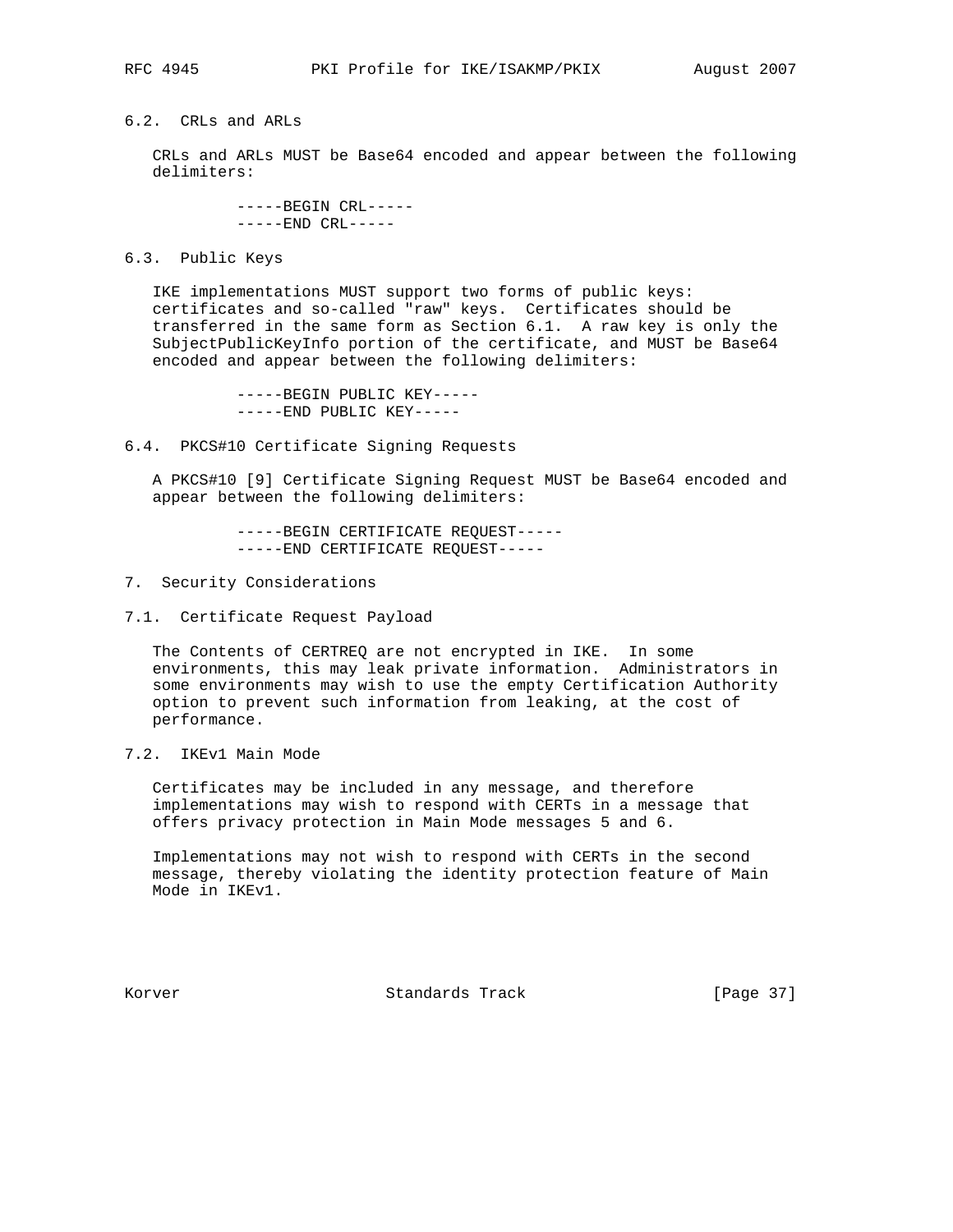### 6.2. CRLs and ARLs

CRLs and ARLs MUST be Base64 encoded and appear between the following delimiters:

```
-----BEGIN CRL-----
-----END CRL-----
```

### 6.3. Public Keys

IKE implementations MUST support two forms of public keys: certificates and so-called "raw" keys. Certificates should be transferred in the same form as Section 6.1. A raw key is only the SubjectPublicKeyInfo portion of the certificate, and MUST be Base64 encoded and appear between the following delimiters:

```
-----BEGIN PUBLIC KEY-----
-----END PUBLIC KEY-----
```

### 6.4. PKCS#10 Certificate Signing Requests

A PKCS#10 [9] Certificate Signing Request MUST be Base64 encoded and appear between the following delimiters:

```
-----BEGIN CERTIFICATE REQUEST-----
-----END CERTIFICATE REQUEST-----
```

## 7. Security Considerations

### 7.1. Certificate Request Payload

The Contents of CERTREQ are not encrypted in IKE. In some environments, this may leak private information. Administrators in some environments may wish to use the empty Certification Authority option to prevent such information from leaking, at the cost of performance.

### 7.2. IKEv1 Main Mode

Certificates may be included in any message, and therefore implementations may wish to respond with CERTs in a message that offers privacy protection in Main Mode messages 5 and 6.

Implementations may not wish to respond with CERTs in the second message, thereby violating the identity protection feature of Main Mode in IKEv1.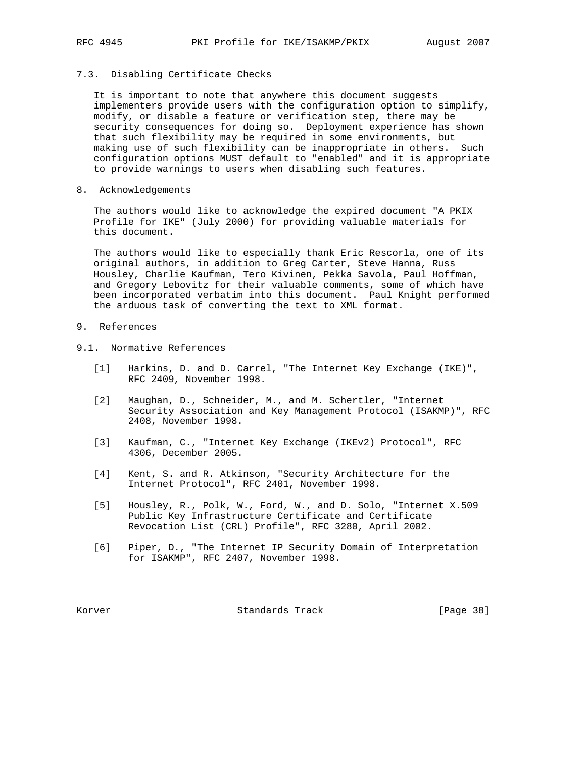### 7.3. Disabling Certificate Checks

It is important to note that anywhere this document suggests implementers provide users with the configuration option to simplify, modify, or disable a feature or verification step, there may be security consequences for doing so. Deployment experience has shown that such flexibility may be required in some environments, but making use of such flexibility can be inappropriate in others. Such configuration options MUST default to "enabled" and it is appropriate to provide warnings to users when disabling such features.

## 8. Acknowledgements

The authors would like to acknowledge the expired document "A PKIX Profile for IKE" (July 2000) for providing valuable materials for this document.

The authors would like to especially thank Eric Rescorla, one of its original authors, in addition to Greg Carter, Steve Hanna, Russ Housley, Charlie Kaufman, Tero Kivinen, Pekka Savola, Paul Hoffman, and Gregory Lebovitz for their valuable comments, some of which have been incorporated verbatim into this document. Paul Knight performed the arduous task of converting the text to XML format.

## 9. References

### 9.1. Normative References

[1] Harkins, D. and D. Carrel, "The Internet Key Exchange (IKE)", RFC 2409, November 1998.

[2] Maughan, D., Schneider, M., and M. Schertler, "Internet Security Association and Key Management Protocol (ISAKMP)", RFC 2408, November 1998.

[3] Kaufman, C., "Internet Key Exchange (IKEv2) Protocol", RFC 4306, December 2005.

[4] Kent, S. and R. Atkinson, "Security Architecture for the Internet Protocol", RFC 2401, November 1998.

[5] Housley, R., Polk, W., Ford, W., and D. Solo, "Internet X.509 Public Key Infrastructure Certificate and Certificate Revocation List (CRL) Profile", RFC 3280, April 2002.

[6] Piper, D., "The Internet IP Security Domain of Interpretation for ISAKMP", RFC 2407, November 1998.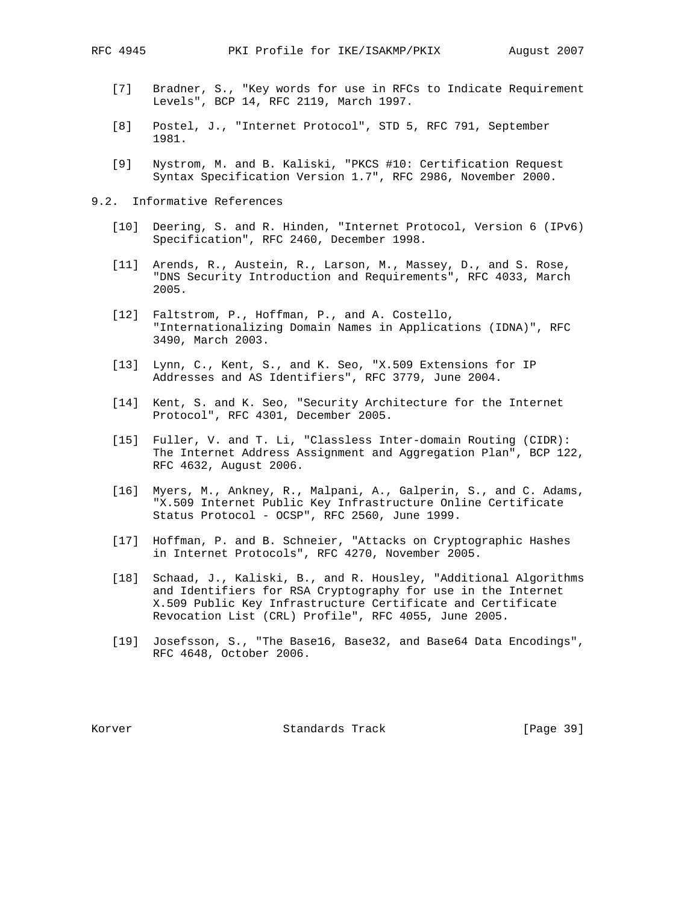[7] Bradner, S., "Key words for use in RFCs to Indicate Requirement Levels", BCP 14, RFC 2119, March 1997.

[8] Postel, J., "Internet Protocol", STD 5, RFC 791, September 1981.

[9] Nystrom, M. and B. Kaliski, "PKCS #10: Certification Request Syntax Specification Version 1.7", RFC 2986, November 2000.

### 9.2. Informative References

[10] Deering, S. and R. Hinden, "Internet Protocol, Version 6 (IPv6) Specification", RFC 2460, December 1998.

[11] Arends, R., Austein, R., Larson, M., Massey, D., and S. Rose, "DNS Security Introduction and Requirements", RFC 4033, March 2005.

[12] Faltstrom, P., Hoffman, P., and A. Costello, "Internationalizing Domain Names in Applications (IDNA)", RFC 3490, March 2003.

[13] Lynn, C., Kent, S., and K. Seo, "X.509 Extensions for IP Addresses and AS Identifiers", RFC 3779, June 2004.

[14] Kent, S. and K. Seo, "Security Architecture for the Internet Protocol", RFC 4301, December 2005.

[15] Fuller, V. and T. Li, "Classless Inter-domain Routing (CIDR): The Internet Address Assignment and Aggregation Plan", BCP 122, RFC 4632, August 2006.

[16] Myers, M., Ankney, R., Malpani, A., Galperin, S., and C. Adams, "X.509 Internet Public Key Infrastructure Online Certificate Status Protocol - OCSP", RFC 2560, June 1999.

[17] Hoffman, P. and B. Schneier, "Attacks on Cryptographic Hashes in Internet Protocols", RFC 4270, November 2005.

[18] Schaad, J., Kaliski, B., and R. Housley, "Additional Algorithms and Identifiers for RSA Cryptography for use in the Internet X.509 Public Key Infrastructure Certificate and Certificate Revocation List (CRL) Profile", RFC 4055, June 2005.

[19] Josefsson, S., "The Base16, Base32, and Base64 Data Encodings", RFC 4648, October 2006.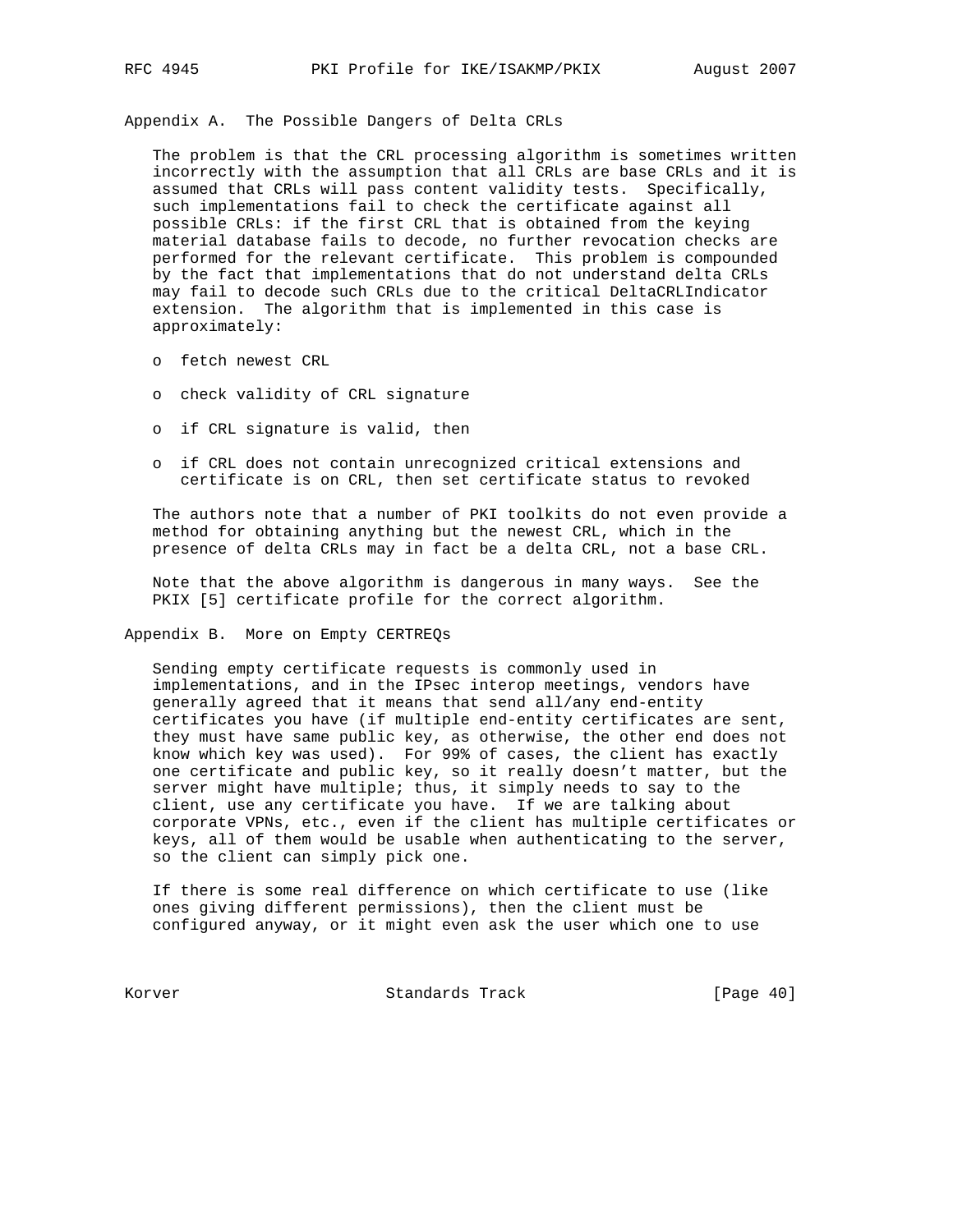## Appendix A. The Possible Dangers of Delta CRLs

The problem is that the CRL processing algorithm is sometimes written incorrectly with the assumption that all CRLs are base CRLs and it is assumed that CRLs will pass content validity tests. Specifically, such implementations fail to check the certificate against all possible CRLs: if the first CRL that is obtained from the keying material database fails to decode, no further revocation checks are performed for the relevant certificate. This problem is compounded by the fact that implementations that do not understand delta CRLs may fail to decode such CRLs due to the critical DeltaCRLIndicator extension. The algorithm that is implemented in this case is approximately:

- fetch newest CRL
- check validity of CRL signature
- if CRL signature is valid, then
- if CRL does not contain unrecognized critical extensions and certificate is on CRL, then set certificate status to revoked

The authors note that a number of PKI toolkits do not even provide a method for obtaining anything but the newest CRL, which in the presence of delta CRLs may in fact be a delta CRL, not a base CRL.

Note that the above algorithm is dangerous in many ways. See the PKIX [5] certificate profile for the correct algorithm.

## Appendix B. More on Empty CERTREQs

Sending empty certificate requests is commonly used in implementations, and in the IPsec interop meetings, vendors have generally agreed that it means that send all/any end-entity certificates you have (if multiple end-entity certificates are sent, they must have same public key, as otherwise, the other end does not know which key was used). For 99% of cases, the client has exactly one certificate and public key, so it really doesn't matter, but the server might have multiple; thus, it simply needs to say to the client, use any certificate you have. If we are talking about corporate VPNs, etc., even if the client has multiple certificates or keys, all of them would be usable when authenticating to the server, so the client can simply pick one.

If there is some real difference on which certificate to use (like ones giving different permissions), then the client must be configured anyway, or it might even ask the user which one to use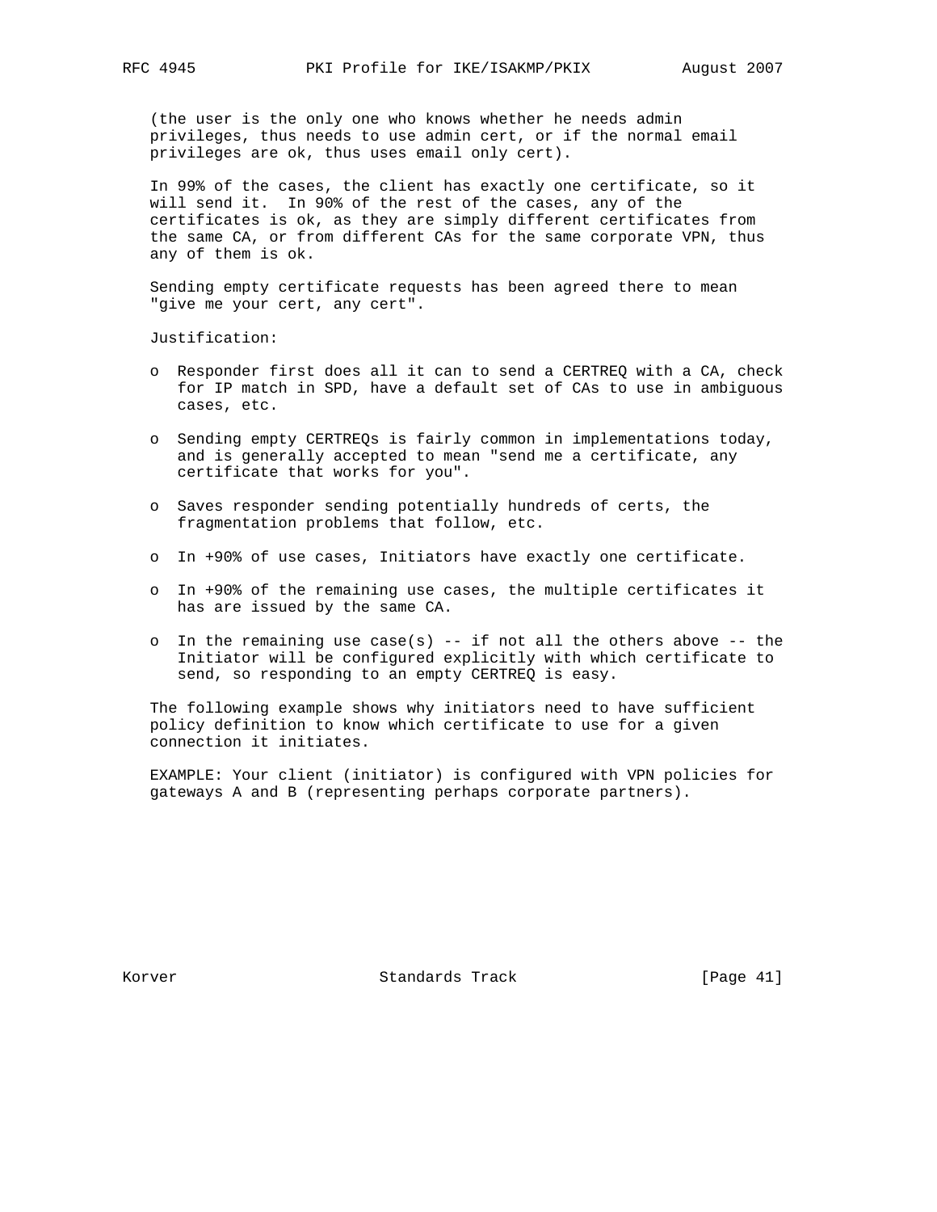(the user is the only one who knows whether he needs admin privileges, thus needs to use admin cert, or if the normal email privileges are ok, thus uses email only cert).

In 99% of the cases, the client has exactly one certificate, so it will send it. In 90% of the rest of the cases, any of the certificates is ok, as they are simply different certificates from the same CA, or from different CAs for the same corporate VPN, thus any of them is ok.

Sending empty certificate requests has been agreed there to mean "give me your cert, any cert".

Justification:

- Responder first does all it can to send a CERTREQ with a CA, check for IP match in SPD, have a default set of CAs to use in ambiguous cases, etc.
- Sending empty CERTREQs is fairly common in implementations today, and is generally accepted to mean "send me a certificate, any certificate that works for you".
- Saves responder sending potentially hundreds of certs, the fragmentation problems that follow, etc.
- In +90% of use cases, Initiators have exactly one certificate.
- In +90% of the remaining use cases, the multiple certificates it has are issued by the same CA.
- In the remaining use case(s) -- if not all the others above -- the Initiator will be configured explicitly with which certificate to send, so responding to an empty CERTREQ is easy.

The following example shows why initiators need to have sufficient policy definition to know which certificate to use for a given connection it initiates.

EXAMPLE: Your client (initiator) is configured with VPN policies for gateways A and B (representing perhaps corporate partners).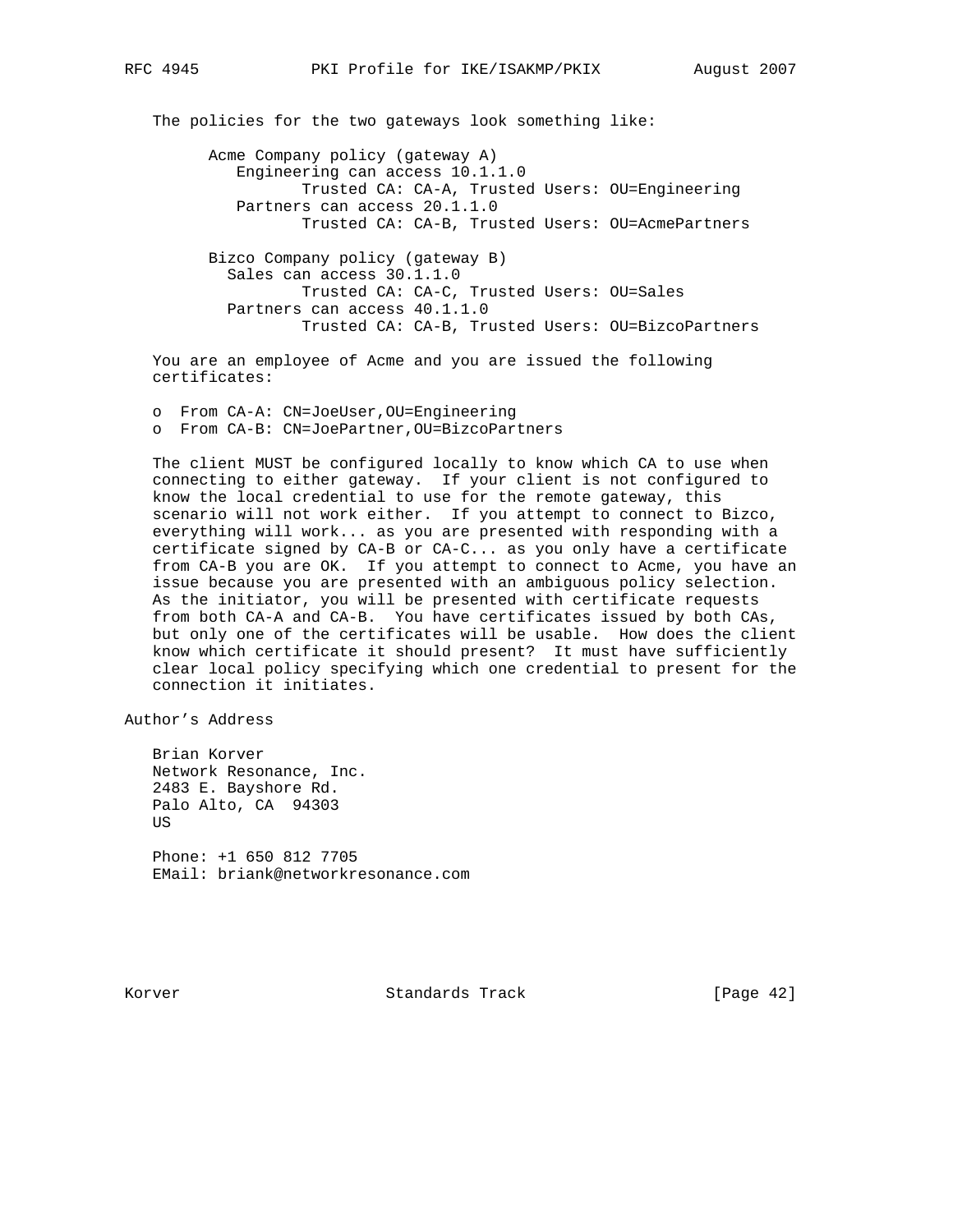The policies for the two gateways look something like:

```
     Acme Company policy (gateway A)
        Engineering can access 10.1.1.0
               Trusted CA: CA-A, Trusted Users: OU=Engineering
        Partners can access 20.1.1.0
               Trusted CA: CA-B, Trusted Users: OU=AcmePartners

     Bizco Company policy (gateway B)
       Sales can access 30.1.1.0
               Trusted CA: CA-C, Trusted Users: OU=Sales
       Partners can access 40.1.1.0
               Trusted CA: CA-B, Trusted Users: OU=BizcoPartners
```

You are an employee of Acme and you are issued the following certificates:

- From CA-A: CN=JoeUser,OU=Engineering
- From CA-B: CN=JoePartner,OU=BizcoPartners

The client MUST be configured locally to know which CA to use when connecting to either gateway. If your client is not configured to know the local credential to use for the remote gateway, this scenario will not work either. If you attempt to connect to Bizco, everything will work... as you are presented with responding with a certificate signed by CA-B or CA-C... as you only have a certificate from CA-B you are OK. If you attempt to connect to Acme, you have an issue because you are presented with an ambiguous policy selection. As the initiator, you will be presented with certificate requests from both CA-A and CA-B. You have certificates issued by both CAs, but only one of the certificates will be usable. How does the client know which certificate it should present? It must have sufficiently clear local policy specifying which one credential to present for the connection it initiates.

# Author's Address

Brian Korver
Network Resonance, Inc.
2483 E. Bayshore Rd.
Palo Alto, CA 94303
US

Phone: +1 650 812 7705
EMail: briank@networkresonance.com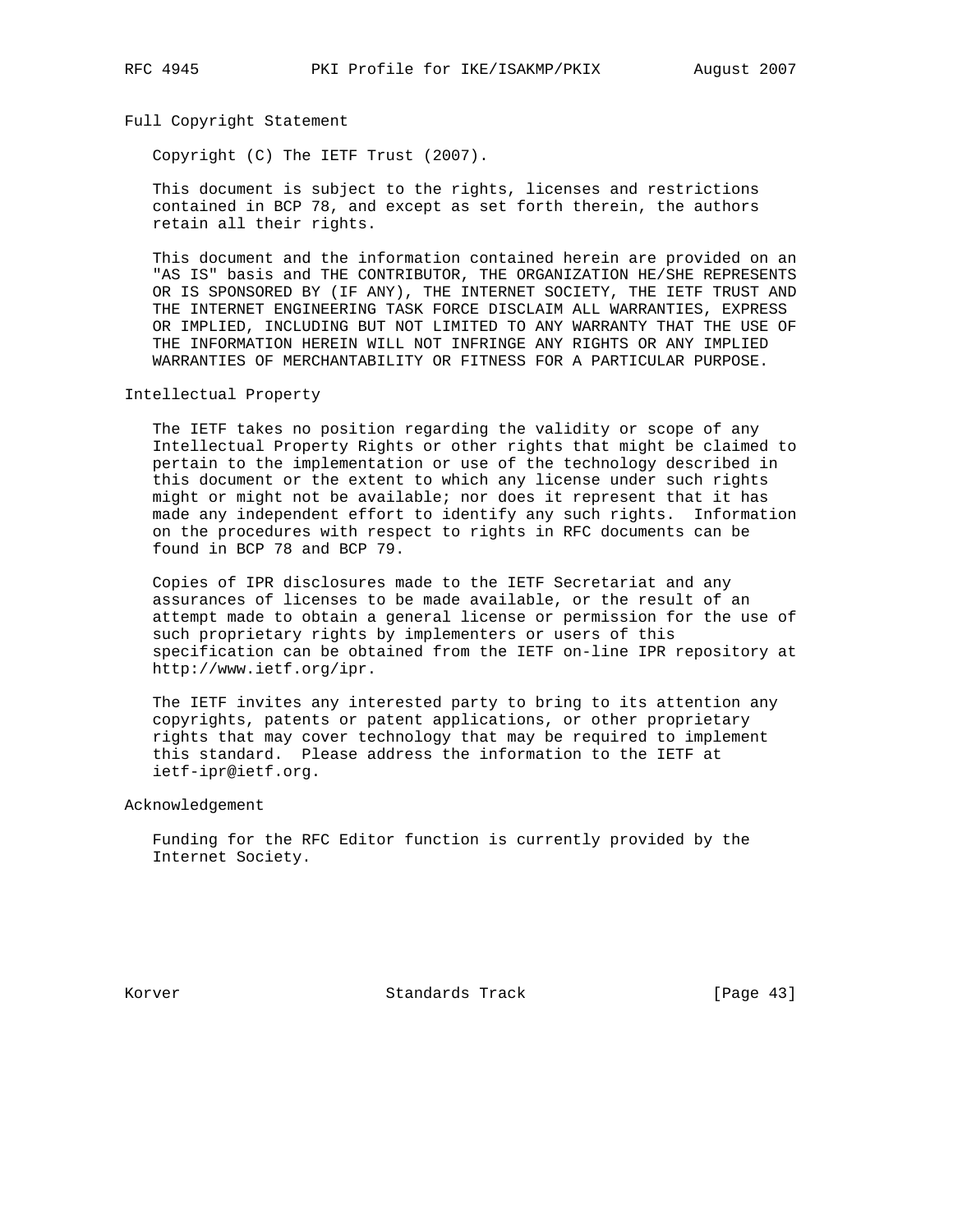## Full Copyright Statement

Copyright (C) The IETF Trust (2007).

This document is subject to the rights, licenses and restrictions contained in BCP 78, and except as set forth therein, the authors retain all their rights.

This document and the information contained herein are provided on an "AS IS" basis and THE CONTRIBUTOR, THE ORGANIZATION HE/SHE REPRESENTS OR IS SPONSORED BY (IF ANY), THE INTERNET SOCIETY, THE IETF TRUST AND THE INTERNET ENGINEERING TASK FORCE DISCLAIM ALL WARRANTIES, EXPRESS OR IMPLIED, INCLUDING BUT NOT LIMITED TO ANY WARRANTY THAT THE USE OF THE INFORMATION HEREIN WILL NOT INFRINGE ANY RIGHTS OR ANY IMPLIED WARRANTIES OF MERCHANTABILITY OR FITNESS FOR A PARTICULAR PURPOSE.

## Intellectual Property

The IETF takes no position regarding the validity or scope of any Intellectual Property Rights or other rights that might be claimed to pertain to the implementation or use of the technology described in this document or the extent to which any license under such rights might or might not be available; nor does it represent that it has made any independent effort to identify any such rights. Information on the procedures with respect to rights in RFC documents can be found in BCP 78 and BCP 79.

Copies of IPR disclosures made to the IETF Secretariat and any assurances of licenses to be made available, or the result of an attempt made to obtain a general license or permission for the use of such proprietary rights by implementers or users of this specification can be obtained from the IETF on-line IPR repository at http://www.ietf.org/ipr.

The IETF invites any interested party to bring to its attention any copyrights, patents or patent applications, or other proprietary rights that may cover technology that may be required to implement this standard. Please address the information to the IETF at ietf-ipr@ietf.org.

## Acknowledgement

Funding for the RFC Editor function is currently provided by the Internet Society.